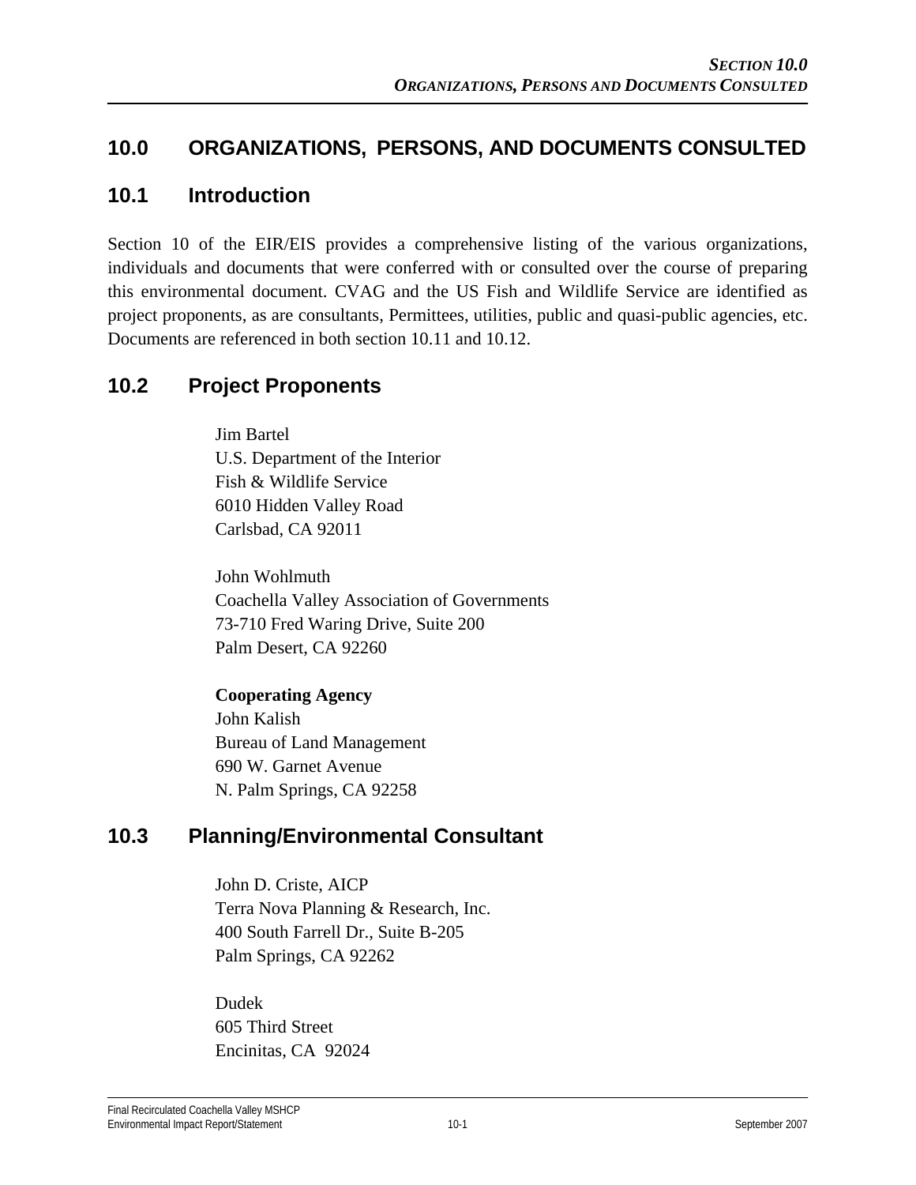# 10.0 ORGANIZATIONS, PERSONS, AND DOCUMENTS CONSULTED

## 10.1 Introduction

Section 10 of the EIR/EIS provides a comprehensive listing of the various organizations, individuals and documents that were conferred with or consulted over the course of preparing this environmental document. CVAG and the US Fish and Wildlife Service are identified as project proponents, as are consultants, Permittees, utilities, public and quasi-public agencies, etc. Documents are referenced in both section 10.11 and 10.12.

## 10.2 Project Proponents

Jim Bartel
U.S. Department of the Interior
Fish & Wildlife Service
6010 Hidden Valley Road
Carlsbad, CA 92011

John Wohlmuth
Coachella Valley Association of Governments
73-710 Fred Waring Drive, Suite 200
Palm Desert, CA 92260

**Cooperating Agency**
John Kalish
Bureau of Land Management
690 W. Garnet Avenue
N. Palm Springs, CA 92258

## 10.3 Planning/Environmental Consultant

John D. Criste, AICP
Terra Nova Planning & Research, Inc.
400 South Farrell Dr., Suite B-205
Palm Springs, CA 92262

Dudek
605 Third Street
Encinitas, CA 92024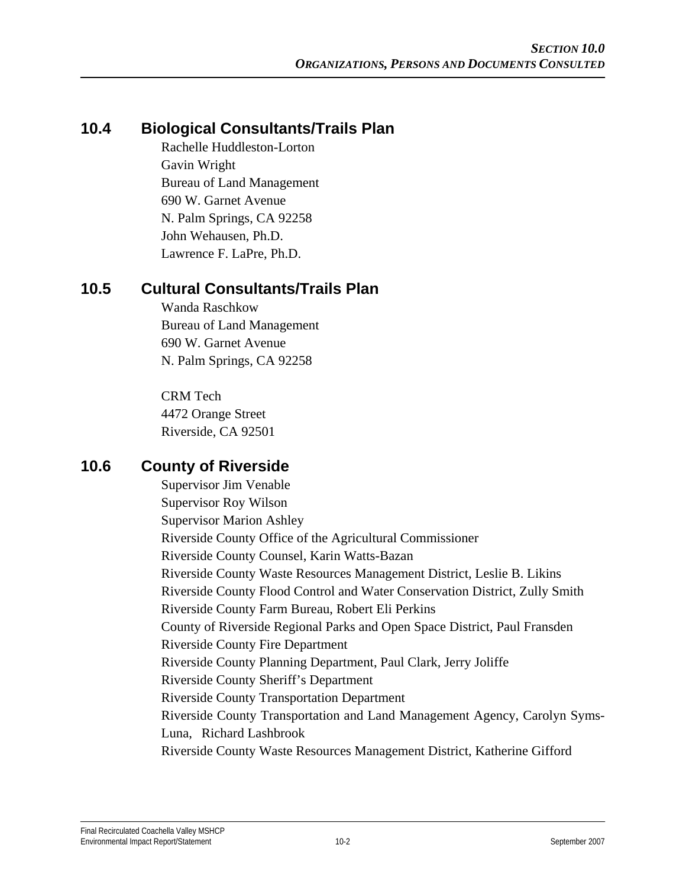## 10.4 Biological Consultants/Trails Plan

Rachelle Huddleston-Lorton
Gavin Wright
Bureau of Land Management
690 W. Garnet Avenue
N. Palm Springs, CA 92258
John Wehausen, Ph.D.
Lawrence F. LaPre, Ph.D.

## 10.5 Cultural Consultants/Trails Plan

Wanda Raschkow
Bureau of Land Management
690 W. Garnet Avenue
N. Palm Springs, CA 92258

CRM Tech
4472 Orange Street
Riverside, CA 92501

## 10.6 County of Riverside

Supervisor Jim Venable
Supervisor Roy Wilson
Supervisor Marion Ashley
Riverside County Office of the Agricultural Commissioner
Riverside County Counsel, Karin Watts-Bazan
Riverside County Waste Resources Management District, Leslie B. Likins
Riverside County Flood Control and Water Conservation District, Zully Smith
Riverside County Farm Bureau, Robert Eli Perkins
County of Riverside Regional Parks and Open Space District, Paul Fransden
Riverside County Fire Department
Riverside County Planning Department, Paul Clark, Jerry Joliffe
Riverside County Sheriff's Department
Riverside County Transportation Department
Riverside County Transportation and Land Management Agency, Carolyn Syms-Luna, Richard Lashbrook
Riverside County Waste Resources Management District, Katherine Gifford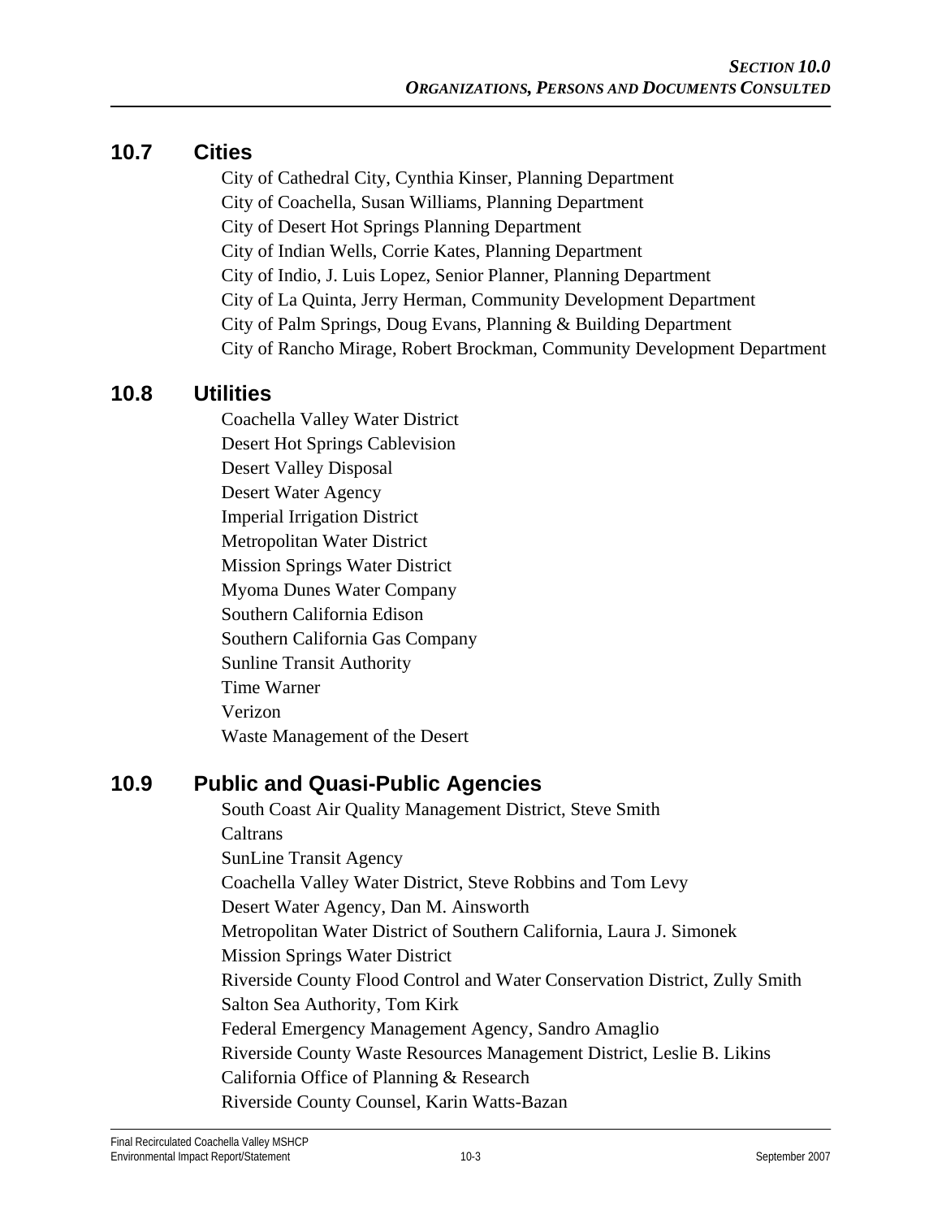## 10.7 Cities

City of Cathedral City, Cynthia Kinser, Planning Department
City of Coachella, Susan Williams, Planning Department
City of Desert Hot Springs Planning Department
City of Indian Wells, Corrie Kates, Planning Department
City of Indio, J. Luis Lopez, Senior Planner, Planning Department
City of La Quinta, Jerry Herman, Community Development Department
City of Palm Springs, Doug Evans, Planning & Building Department
City of Rancho Mirage, Robert Brockman, Community Development Department

## 10.8 Utilities

Coachella Valley Water District
Desert Hot Springs Cablevision
Desert Valley Disposal
Desert Water Agency
Imperial Irrigation District
Metropolitan Water District
Mission Springs Water District
Myoma Dunes Water Company
Southern California Edison
Southern California Gas Company
Sunline Transit Authority
Time Warner
Verizon
Waste Management of the Desert

## 10.9 Public and Quasi-Public Agencies

South Coast Air Quality Management District, Steve Smith
Caltrans
SunLine Transit Agency
Coachella Valley Water District, Steve Robbins and Tom Levy
Desert Water Agency, Dan M. Ainsworth
Metropolitan Water District of Southern California, Laura J. Simonek
Mission Springs Water District
Riverside County Flood Control and Water Conservation District, Zully Smith
Salton Sea Authority, Tom Kirk
Federal Emergency Management Agency, Sandro Amaglio
Riverside County Waste Resources Management District, Leslie B. Likins
California Office of Planning & Research
Riverside County Counsel, Karin Watts-Bazan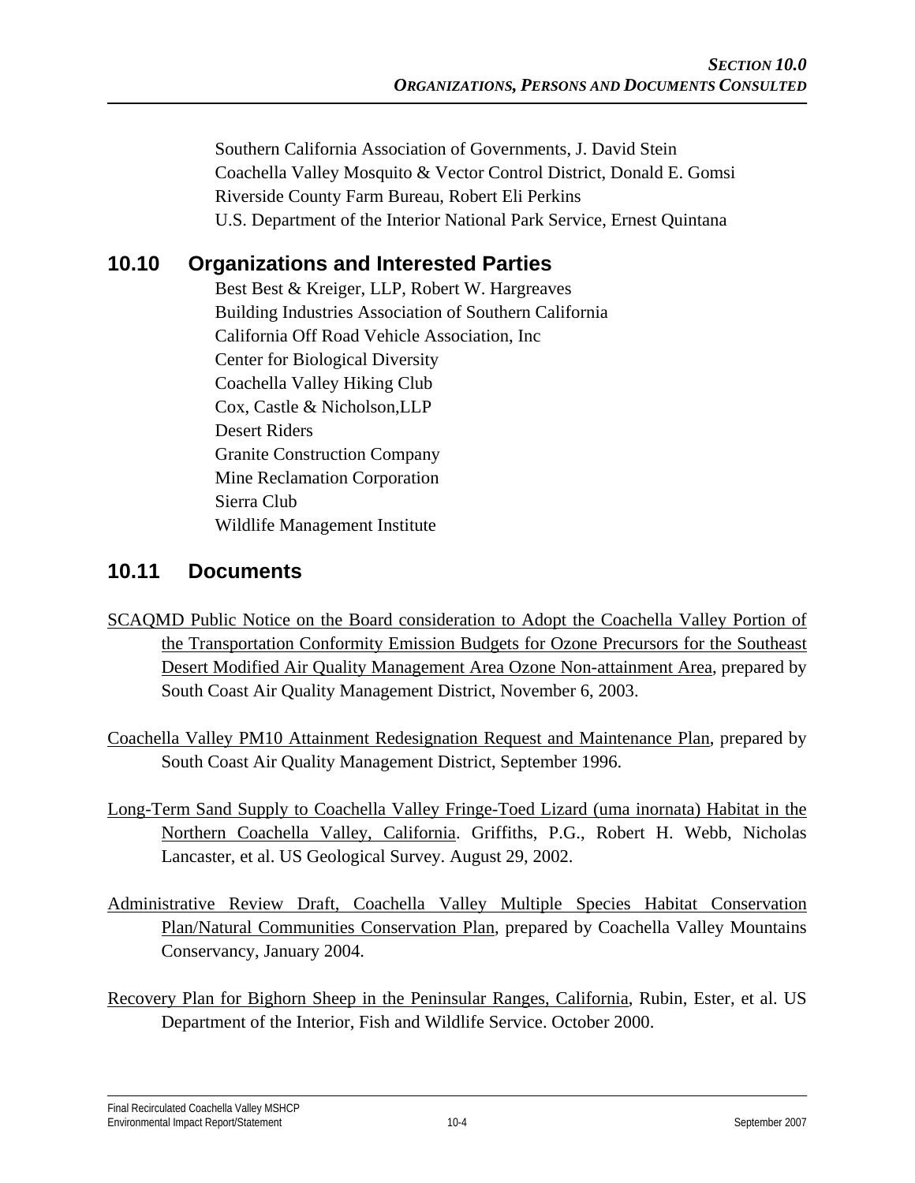Southern California Association of Governments, J. David Stein
Coachella Valley Mosquito & Vector Control District, Donald E. Gomsi
Riverside County Farm Bureau, Robert Eli Perkins
U.S. Department of the Interior National Park Service, Ernest Quintana

## 10.10 Organizations and Interested Parties

Best Best & Kreiger, LLP, Robert W. Hargreaves
Building Industries Association of Southern California
California Off Road Vehicle Association, Inc
Center for Biological Diversity
Coachella Valley Hiking Club
Cox, Castle & Nicholson,LLP
Desert Riders
Granite Construction Company
Mine Reclamation Corporation
Sierra Club
Wildlife Management Institute

## 10.11 Documents

SCAQMD Public Notice on the Board consideration to Adopt the Coachella Valley Portion of the Transportation Conformity Emission Budgets for Ozone Precursors for the Southeast Desert Modified Air Quality Management Area Ozone Non-attainment Area, prepared by South Coast Air Quality Management District, November 6, 2003.

Coachella Valley PM10 Attainment Redesignation Request and Maintenance Plan, prepared by South Coast Air Quality Management District, September 1996.

Long-Term Sand Supply to Coachella Valley Fringe-Toed Lizard (uma inornata) Habitat in the Northern Coachella Valley, California. Griffiths, P.G., Robert H. Webb, Nicholas Lancaster, et al. US Geological Survey. August 29, 2002.

Administrative Review Draft, Coachella Valley Multiple Species Habitat Conservation Plan/Natural Communities Conservation Plan, prepared by Coachella Valley Mountains Conservancy, January 2004.

Recovery Plan for Bighorn Sheep in the Peninsular Ranges, California, Rubin, Ester, et al. US Department of the Interior, Fish and Wildlife Service. October 2000.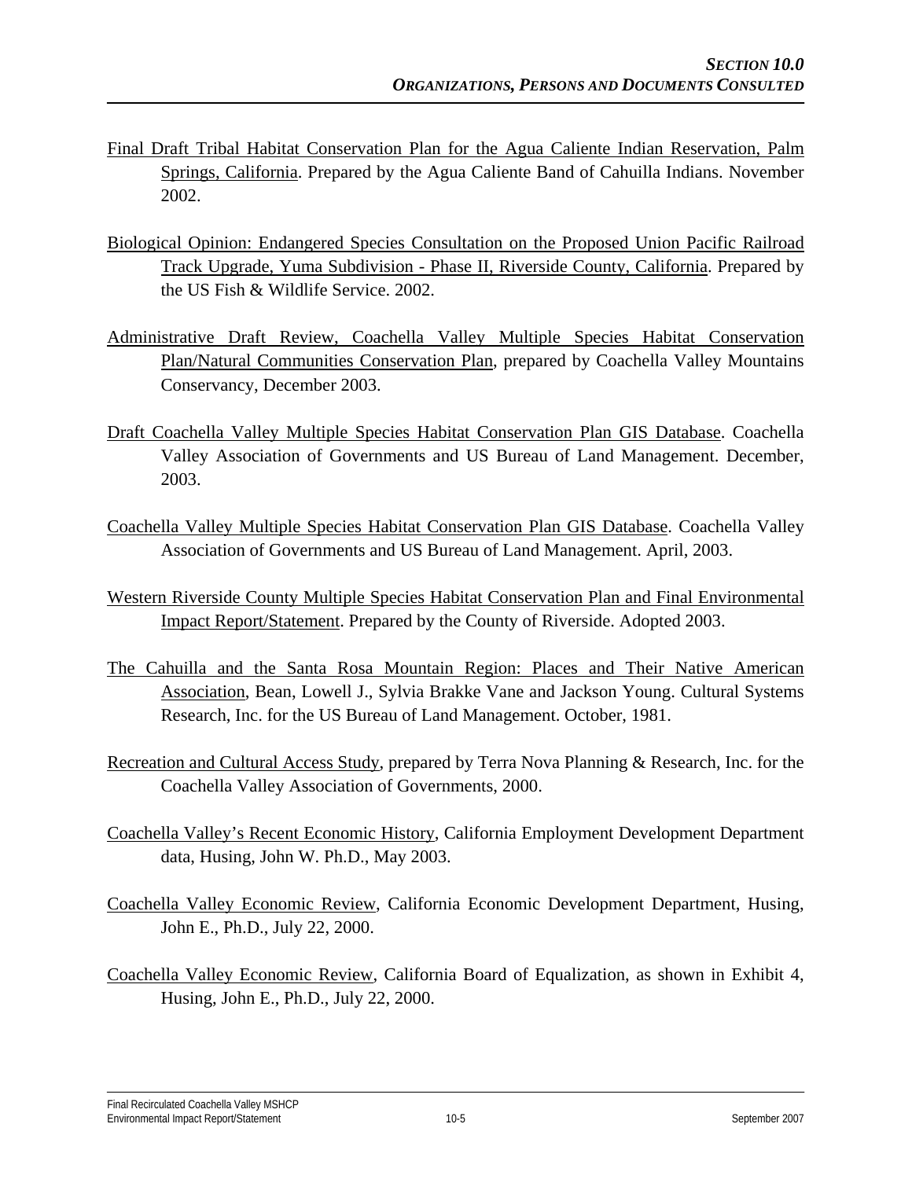<u>Final Draft Tribal Habitat Conservation Plan for the Agua Caliente Indian Reservation, Palm Springs, California</u>. Prepared by the Agua Caliente Band of Cahuilla Indians. November 2002.

<u>Biological Opinion: Endangered Species Consultation on the Proposed Union Pacific Railroad Track Upgrade, Yuma Subdivision - Phase II, Riverside County, California</u>. Prepared by the US Fish & Wildlife Service. 2002.

<u>Administrative Draft Review, Coachella Valley Multiple Species Habitat Conservation Plan/Natural Communities Conservation Plan</u>, prepared by Coachella Valley Mountains Conservancy, December 2003.

<u>Draft Coachella Valley Multiple Species Habitat Conservation Plan GIS Database</u>. Coachella Valley Association of Governments and US Bureau of Land Management. December, 2003.

<u>Coachella Valley Multiple Species Habitat Conservation Plan GIS Database</u>. Coachella Valley Association of Governments and US Bureau of Land Management. April, 2003.

<u>Western Riverside County Multiple Species Habitat Conservation Plan and Final Environmental Impact Report/Statement</u>. Prepared by the County of Riverside. Adopted 2003.

<u>The Cahuilla and the Santa Rosa Mountain Region: Places and Their Native American Association</u>, Bean, Lowell J., Sylvia Brakke Vane and Jackson Young. Cultural Systems Research, Inc. for the US Bureau of Land Management. October, 1981.

<u>Recreation and Cultural Access Study</u>, prepared by Terra Nova Planning & Research, Inc. for the Coachella Valley Association of Governments, 2000.

<u>Coachella Valley's Recent Economic History</u>, California Employment Development Department data, Husing, John W. Ph.D., May 2003.

<u>Coachella Valley Economic Review</u>, California Economic Development Department, Husing, John E., Ph.D., July 22, 2000.

<u>Coachella Valley Economic Review</u>, California Board of Equalization, as shown in Exhibit 4, Husing, John E., Ph.D., July 22, 2000.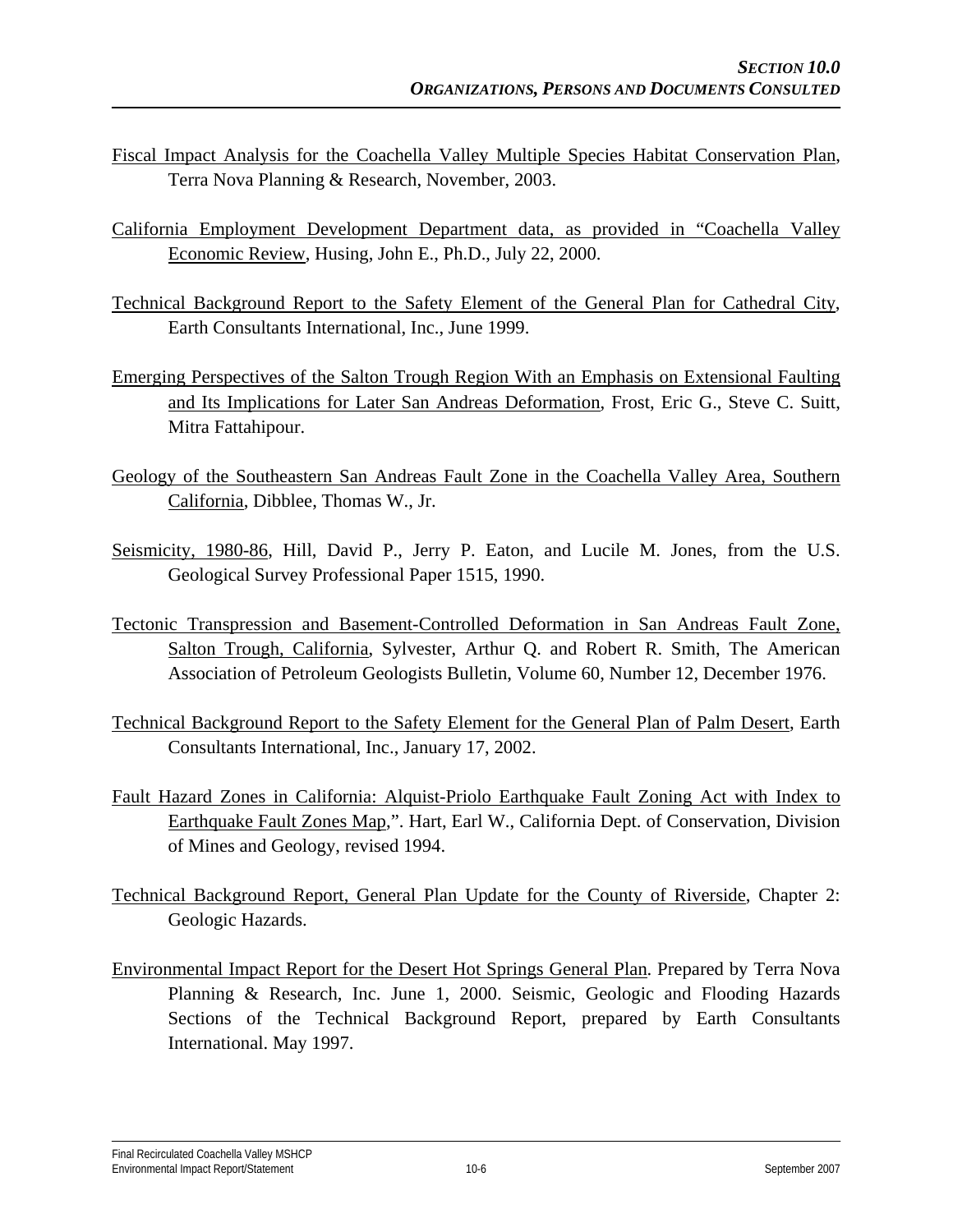Fiscal Impact Analysis for the Coachella Valley Multiple Species Habitat Conservation Plan, Terra Nova Planning & Research, November, 2003.

California Employment Development Department data, as provided in "Coachella Valley Economic Review, Husing, John E., Ph.D., July 22, 2000.

Technical Background Report to the Safety Element of the General Plan for Cathedral City, Earth Consultants International, Inc., June 1999.

Emerging Perspectives of the Salton Trough Region With an Emphasis on Extensional Faulting and Its Implications for Later San Andreas Deformation, Frost, Eric G., Steve C. Suitt, Mitra Fattahipour.

Geology of the Southeastern San Andreas Fault Zone in the Coachella Valley Area, Southern California, Dibblee, Thomas W., Jr.

Seismicity, 1980-86, Hill, David P., Jerry P. Eaton, and Lucile M. Jones, from the U.S. Geological Survey Professional Paper 1515, 1990.

Tectonic Transpression and Basement-Controlled Deformation in San Andreas Fault Zone, Salton Trough, California, Sylvester, Arthur Q. and Robert R. Smith, The American Association of Petroleum Geologists Bulletin, Volume 60, Number 12, December 1976.

Technical Background Report to the Safety Element for the General Plan of Palm Desert, Earth Consultants International, Inc., January 17, 2002.

Fault Hazard Zones in California: Alquist-Priolo Earthquake Fault Zoning Act with Index to Earthquake Fault Zones Map,". Hart, Earl W., California Dept. of Conservation, Division of Mines and Geology, revised 1994.

Technical Background Report, General Plan Update for the County of Riverside, Chapter 2: Geologic Hazards.

Environmental Impact Report for the Desert Hot Springs General Plan. Prepared by Terra Nova Planning & Research, Inc. June 1, 2000. Seismic, Geologic and Flooding Hazards Sections of the Technical Background Report, prepared by Earth Consultants International. May 1997.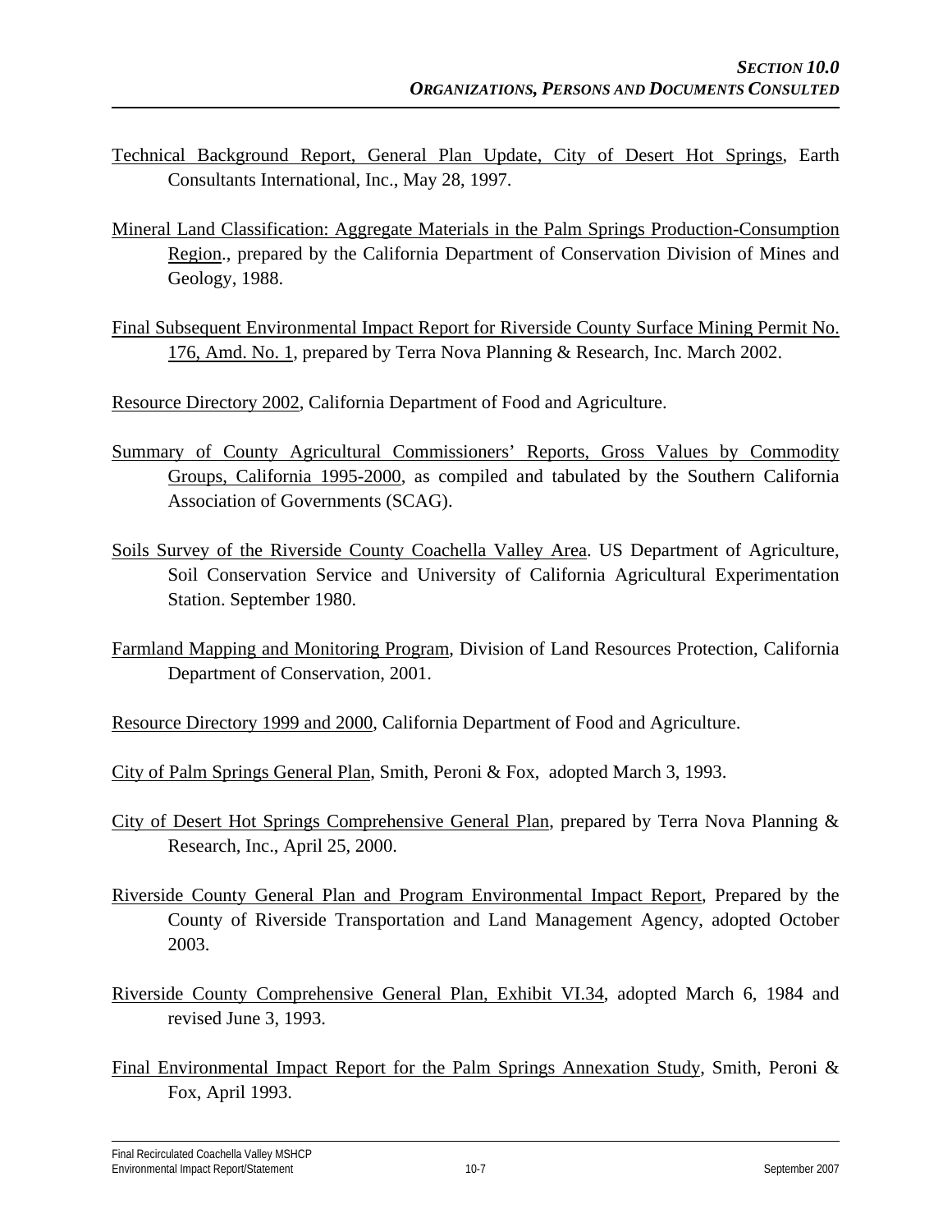Technical Background Report, General Plan Update, City of Desert Hot Springs, Earth Consultants International, Inc., May 28, 1997.

Mineral Land Classification: Aggregate Materials in the Palm Springs Production-Consumption Region., prepared by the California Department of Conservation Division of Mines and Geology, 1988.

Final Subsequent Environmental Impact Report for Riverside County Surface Mining Permit No. 176, Amd. No. 1, prepared by Terra Nova Planning & Research, Inc. March 2002.

Resource Directory 2002, California Department of Food and Agriculture.

Summary of County Agricultural Commissioners' Reports, Gross Values by Commodity Groups, California 1995-2000, as compiled and tabulated by the Southern California Association of Governments (SCAG).

Soils Survey of the Riverside County Coachella Valley Area. US Department of Agriculture, Soil Conservation Service and University of California Agricultural Experimentation Station. September 1980.

Farmland Mapping and Monitoring Program, Division of Land Resources Protection, California Department of Conservation, 2001.

Resource Directory 1999 and 2000, California Department of Food and Agriculture.

City of Palm Springs General Plan, Smith, Peroni & Fox, adopted March 3, 1993.

City of Desert Hot Springs Comprehensive General Plan, prepared by Terra Nova Planning & Research, Inc., April 25, 2000.

Riverside County General Plan and Program Environmental Impact Report, Prepared by the County of Riverside Transportation and Land Management Agency, adopted October 2003.

Riverside County Comprehensive General Plan, Exhibit VI.34, adopted March 6, 1984 and revised June 3, 1993.

Final Environmental Impact Report for the Palm Springs Annexation Study, Smith, Peroni & Fox, April 1993.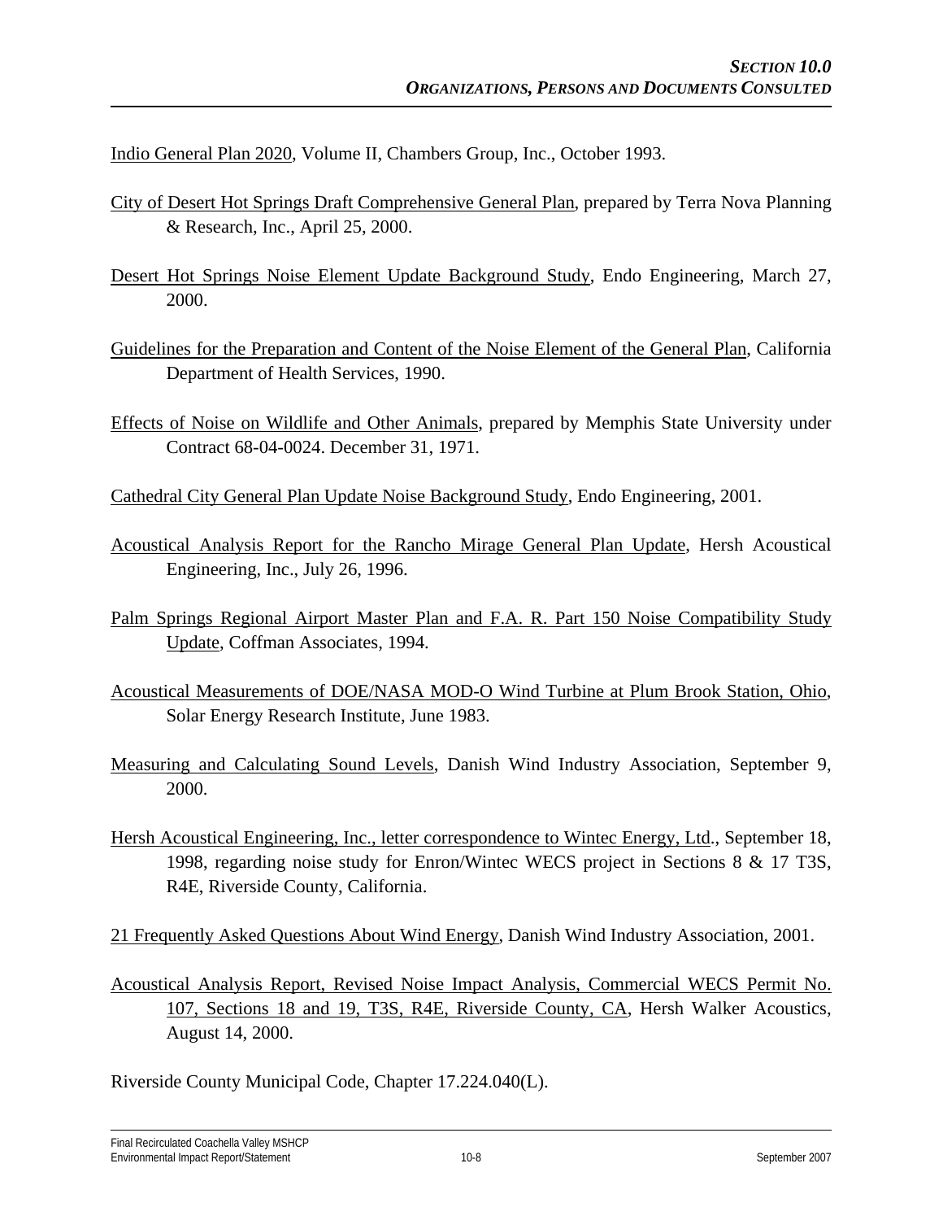Indio General Plan 2020, Volume II, Chambers Group, Inc., October 1993.

City of Desert Hot Springs Draft Comprehensive General Plan, prepared by Terra Nova Planning & Research, Inc., April 25, 2000.

Desert Hot Springs Noise Element Update Background Study, Endo Engineering, March 27, 2000.

Guidelines for the Preparation and Content of the Noise Element of the General Plan, California Department of Health Services, 1990.

Effects of Noise on Wildlife and Other Animals, prepared by Memphis State University under Contract 68-04-0024. December 31, 1971.

Cathedral City General Plan Update Noise Background Study, Endo Engineering, 2001.

Acoustical Analysis Report for the Rancho Mirage General Plan Update, Hersh Acoustical Engineering, Inc., July 26, 1996.

Palm Springs Regional Airport Master Plan and F.A. R. Part 150 Noise Compatibility Study Update, Coffman Associates, 1994.

Acoustical Measurements of DOE/NASA MOD-O Wind Turbine at Plum Brook Station, Ohio, Solar Energy Research Institute, June 1983.

Measuring and Calculating Sound Levels, Danish Wind Industry Association, September 9, 2000.

Hersh Acoustical Engineering, Inc., letter correspondence to Wintec Energy, Ltd., September 18, 1998, regarding noise study for Enron/Wintec WECS project in Sections 8 & 17 T3S, R4E, Riverside County, California.

21 Frequently Asked Questions About Wind Energy, Danish Wind Industry Association, 2001.

Acoustical Analysis Report, Revised Noise Impact Analysis, Commercial WECS Permit No. 107, Sections 18 and 19, T3S, R4E, Riverside County, CA, Hersh Walker Acoustics, August 14, 2000.

Riverside County Municipal Code, Chapter 17.224.040(L).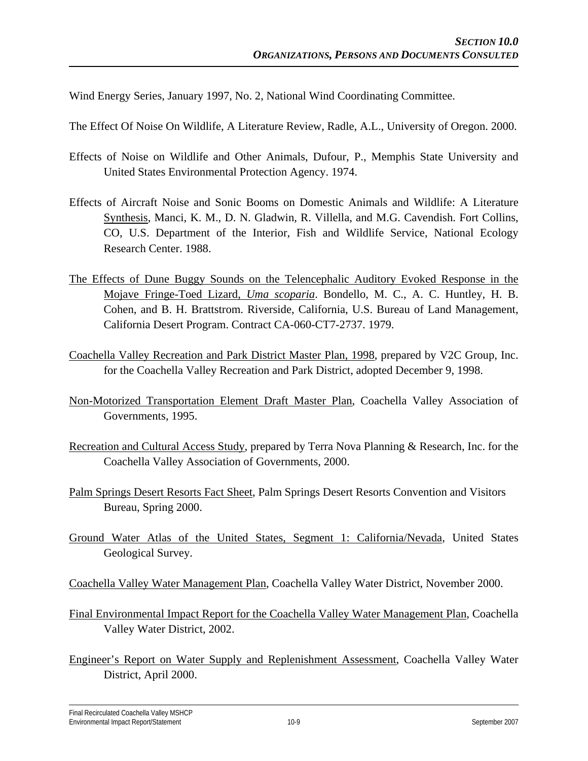Wind Energy Series, January 1997, No. 2, National Wind Coordinating Committee.

The Effect Of Noise On Wildlife, A Literature Review, Radle, A.L., University of Oregon. 2000.

Effects of Noise on Wildlife and Other Animals, Dufour, P., Memphis State University and United States Environmental Protection Agency. 1974.

Effects of Aircraft Noise and Sonic Booms on Domestic Animals and Wildlife: A Literature Synthesis, Manci, K. M., D. N. Gladwin, R. Villella, and M.G. Cavendish. Fort Collins, CO, U.S. Department of the Interior, Fish and Wildlife Service, National Ecology Research Center. 1988.

The Effects of Dune Buggy Sounds on the Telencephalic Auditory Evoked Response in the Mojave Fringe-Toed Lizard, *Uma scoparia*. Bondello, M. C., A. C. Huntley, H. B. Cohen, and B. H. Brattstrom. Riverside, California, U.S. Bureau of Land Management, California Desert Program. Contract CA-060-CT7-2737. 1979.

Coachella Valley Recreation and Park District Master Plan, 1998, prepared by V2C Group, Inc. for the Coachella Valley Recreation and Park District, adopted December 9, 1998.

Non-Motorized Transportation Element Draft Master Plan, Coachella Valley Association of Governments, 1995.

Recreation and Cultural Access Study, prepared by Terra Nova Planning & Research, Inc. for the Coachella Valley Association of Governments, 2000.

Palm Springs Desert Resorts Fact Sheet, Palm Springs Desert Resorts Convention and Visitors Bureau, Spring 2000.

Ground Water Atlas of the United States, Segment 1: California/Nevada, United States Geological Survey.

Coachella Valley Water Management Plan, Coachella Valley Water District, November 2000.

Final Environmental Impact Report for the Coachella Valley Water Management Plan, Coachella Valley Water District, 2002.

Engineer's Report on Water Supply and Replenishment Assessment, Coachella Valley Water District, April 2000.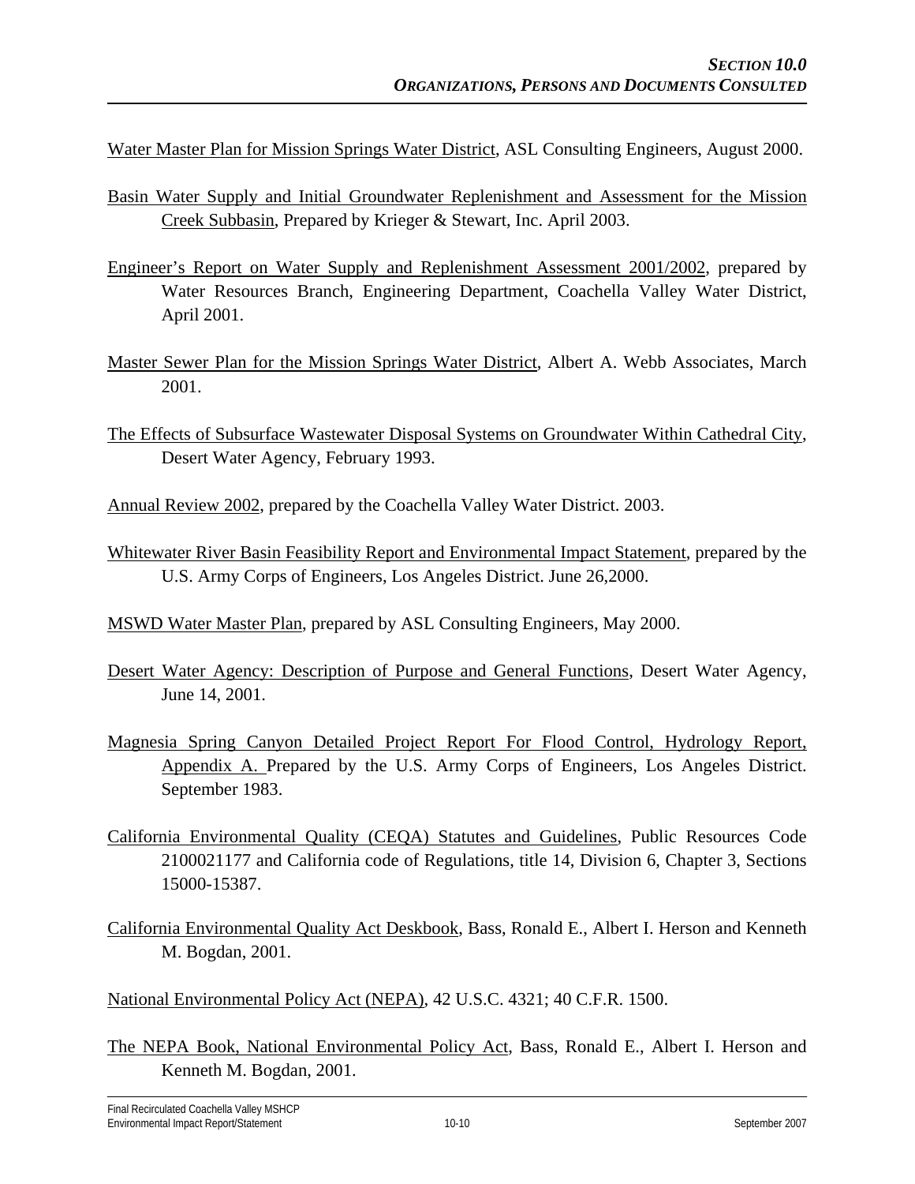Water Master Plan for Mission Springs Water District, ASL Consulting Engineers, August 2000.

Basin Water Supply and Initial Groundwater Replenishment and Assessment for the Mission Creek Subbasin, Prepared by Krieger & Stewart, Inc. April 2003.

Engineer's Report on Water Supply and Replenishment Assessment 2001/2002, prepared by Water Resources Branch, Engineering Department, Coachella Valley Water District, April 2001.

Master Sewer Plan for the Mission Springs Water District, Albert A. Webb Associates, March 2001.

The Effects of Subsurface Wastewater Disposal Systems on Groundwater Within Cathedral City, Desert Water Agency, February 1993.

Annual Review 2002, prepared by the Coachella Valley Water District. 2003.

Whitewater River Basin Feasibility Report and Environmental Impact Statement, prepared by the U.S. Army Corps of Engineers, Los Angeles District. June 26,2000.

MSWD Water Master Plan, prepared by ASL Consulting Engineers, May 2000.

Desert Water Agency: Description of Purpose and General Functions, Desert Water Agency, June 14, 2001.

Magnesia Spring Canyon Detailed Project Report For Flood Control, Hydrology Report, Appendix A. Prepared by the U.S. Army Corps of Engineers, Los Angeles District. September 1983.

California Environmental Quality (CEQA) Statutes and Guidelines, Public Resources Code 2100021177 and California code of Regulations, title 14, Division 6, Chapter 3, Sections 15000-15387.

California Environmental Quality Act Deskbook, Bass, Ronald E., Albert I. Herson and Kenneth M. Bogdan, 2001.

National Environmental Policy Act (NEPA), 42 U.S.C. 4321; 40 C.F.R. 1500.

The NEPA Book, National Environmental Policy Act, Bass, Ronald E., Albert I. Herson and Kenneth M. Bogdan, 2001.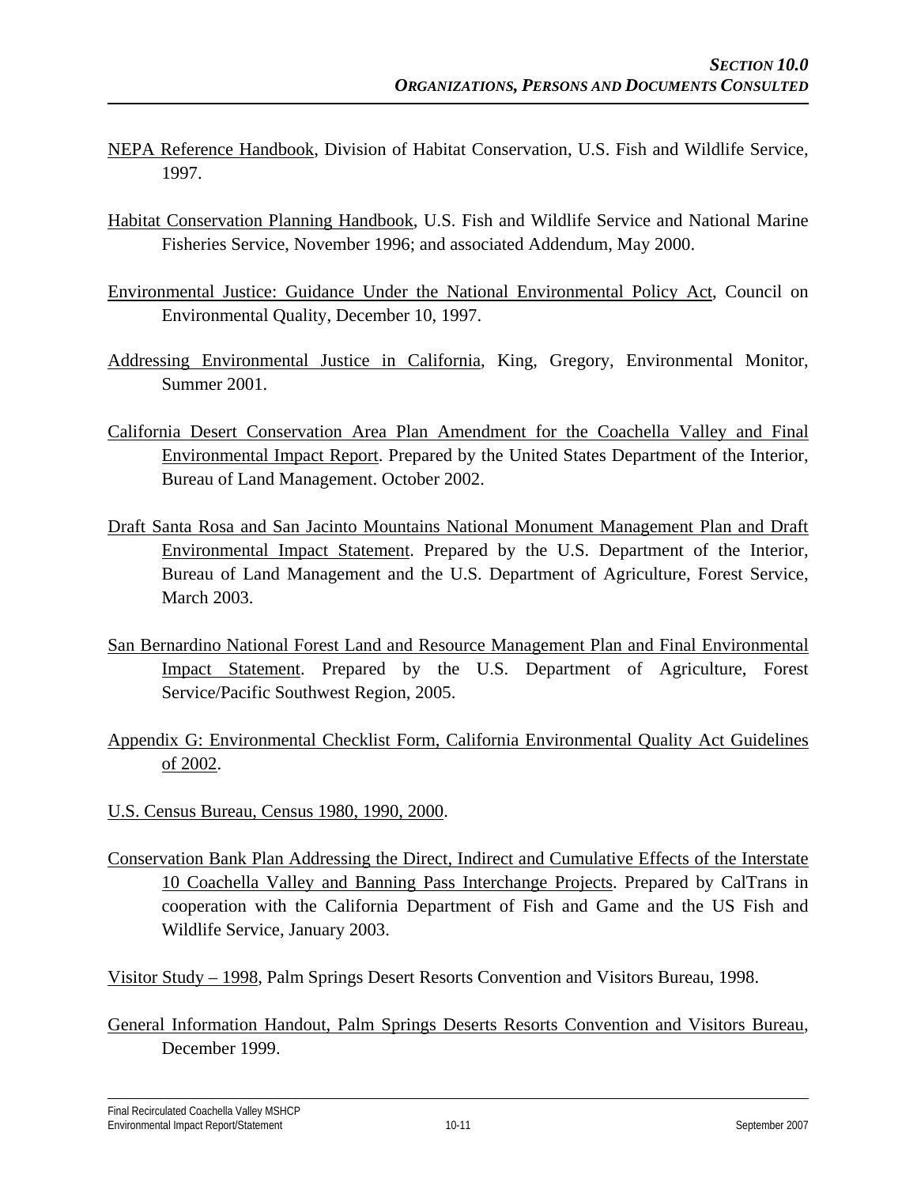NEPA Reference Handbook, Division of Habitat Conservation, U.S. Fish and Wildlife Service, 1997.

Habitat Conservation Planning Handbook, U.S. Fish and Wildlife Service and National Marine Fisheries Service, November 1996; and associated Addendum, May 2000.

Environmental Justice: Guidance Under the National Environmental Policy Act, Council on Environmental Quality, December 10, 1997.

Addressing Environmental Justice in California, King, Gregory, Environmental Monitor, Summer 2001.

California Desert Conservation Area Plan Amendment for the Coachella Valley and Final Environmental Impact Report. Prepared by the United States Department of the Interior, Bureau of Land Management. October 2002.

Draft Santa Rosa and San Jacinto Mountains National Monument Management Plan and Draft Environmental Impact Statement. Prepared by the U.S. Department of the Interior, Bureau of Land Management and the U.S. Department of Agriculture, Forest Service, March 2003.

San Bernardino National Forest Land and Resource Management Plan and Final Environmental Impact Statement. Prepared by the U.S. Department of Agriculture, Forest Service/Pacific Southwest Region, 2005.

Appendix G: Environmental Checklist Form, California Environmental Quality Act Guidelines of 2002.

U.S. Census Bureau, Census 1980, 1990, 2000.

Conservation Bank Plan Addressing the Direct, Indirect and Cumulative Effects of the Interstate 10 Coachella Valley and Banning Pass Interchange Projects. Prepared by CalTrans in cooperation with the California Department of Fish and Game and the US Fish and Wildlife Service, January 2003.

Visitor Study – 1998, Palm Springs Desert Resorts Convention and Visitors Bureau, 1998.

General Information Handout, Palm Springs Deserts Resorts Convention and Visitors Bureau, December 1999.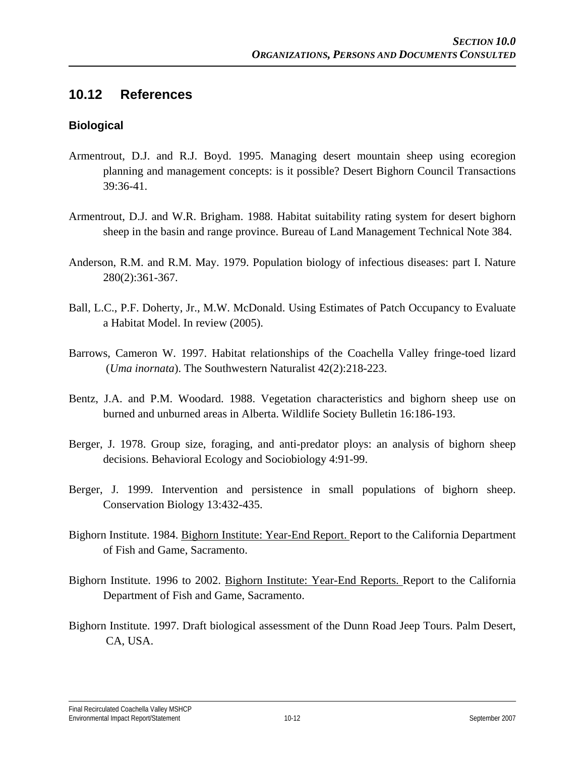## 10.12 References

### Biological

Armentrout, D.J. and R.J. Boyd. 1995. Managing desert mountain sheep using ecoregion planning and management concepts: is it possible? Desert Bighorn Council Transactions 39:36-41.

Armentrout, D.J. and W.R. Brigham. 1988. Habitat suitability rating system for desert bighorn sheep in the basin and range province. Bureau of Land Management Technical Note 384.

Anderson, R.M. and R.M. May. 1979. Population biology of infectious diseases: part I. Nature 280(2):361-367.

Ball, L.C., P.F. Doherty, Jr., M.W. McDonald. Using Estimates of Patch Occupancy to Evaluate a Habitat Model. In review (2005).

Barrows, Cameron W. 1997. Habitat relationships of the Coachella Valley fringe-toed lizard (*Uma inornata*). The Southwestern Naturalist 42(2):218-223.

Bentz, J.A. and P.M. Woodard. 1988. Vegetation characteristics and bighorn sheep use on burned and unburned areas in Alberta. Wildlife Society Bulletin 16:186-193.

Berger, J. 1978. Group size, foraging, and anti-predator ploys: an analysis of bighorn sheep decisions. Behavioral Ecology and Sociobiology 4:91-99.

Berger, J. 1999. Intervention and persistence in small populations of bighorn sheep. Conservation Biology 13:432-435.

Bighorn Institute. 1984. Bighorn Institute: Year-End Report. Report to the California Department of Fish and Game, Sacramento.

Bighorn Institute. 1996 to 2002. Bighorn Institute: Year-End Reports. Report to the California Department of Fish and Game, Sacramento.

Bighorn Institute. 1997. Draft biological assessment of the Dunn Road Jeep Tours. Palm Desert, CA, USA.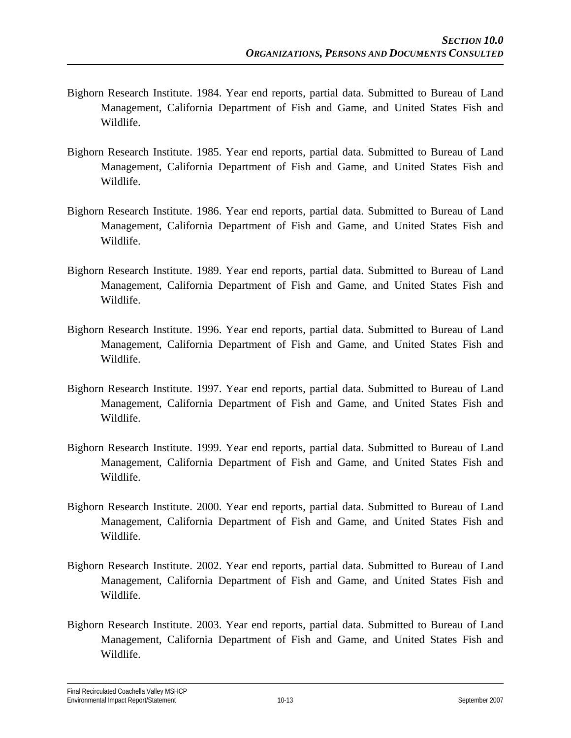Bighorn Research Institute. 1984. Year end reports, partial data. Submitted to Bureau of Land Management, California Department of Fish and Game, and United States Fish and Wildlife.

Bighorn Research Institute. 1985. Year end reports, partial data. Submitted to Bureau of Land Management, California Department of Fish and Game, and United States Fish and Wildlife.

Bighorn Research Institute. 1986. Year end reports, partial data. Submitted to Bureau of Land Management, California Department of Fish and Game, and United States Fish and Wildlife.

Bighorn Research Institute. 1989. Year end reports, partial data. Submitted to Bureau of Land Management, California Department of Fish and Game, and United States Fish and Wildlife.

Bighorn Research Institute. 1996. Year end reports, partial data. Submitted to Bureau of Land Management, California Department of Fish and Game, and United States Fish and Wildlife.

Bighorn Research Institute. 1997. Year end reports, partial data. Submitted to Bureau of Land Management, California Department of Fish and Game, and United States Fish and Wildlife.

Bighorn Research Institute. 1999. Year end reports, partial data. Submitted to Bureau of Land Management, California Department of Fish and Game, and United States Fish and Wildlife.

Bighorn Research Institute. 2000. Year end reports, partial data. Submitted to Bureau of Land Management, California Department of Fish and Game, and United States Fish and Wildlife.

Bighorn Research Institute. 2002. Year end reports, partial data. Submitted to Bureau of Land Management, California Department of Fish and Game, and United States Fish and Wildlife.

Bighorn Research Institute. 2003. Year end reports, partial data. Submitted to Bureau of Land Management, California Department of Fish and Game, and United States Fish and Wildlife.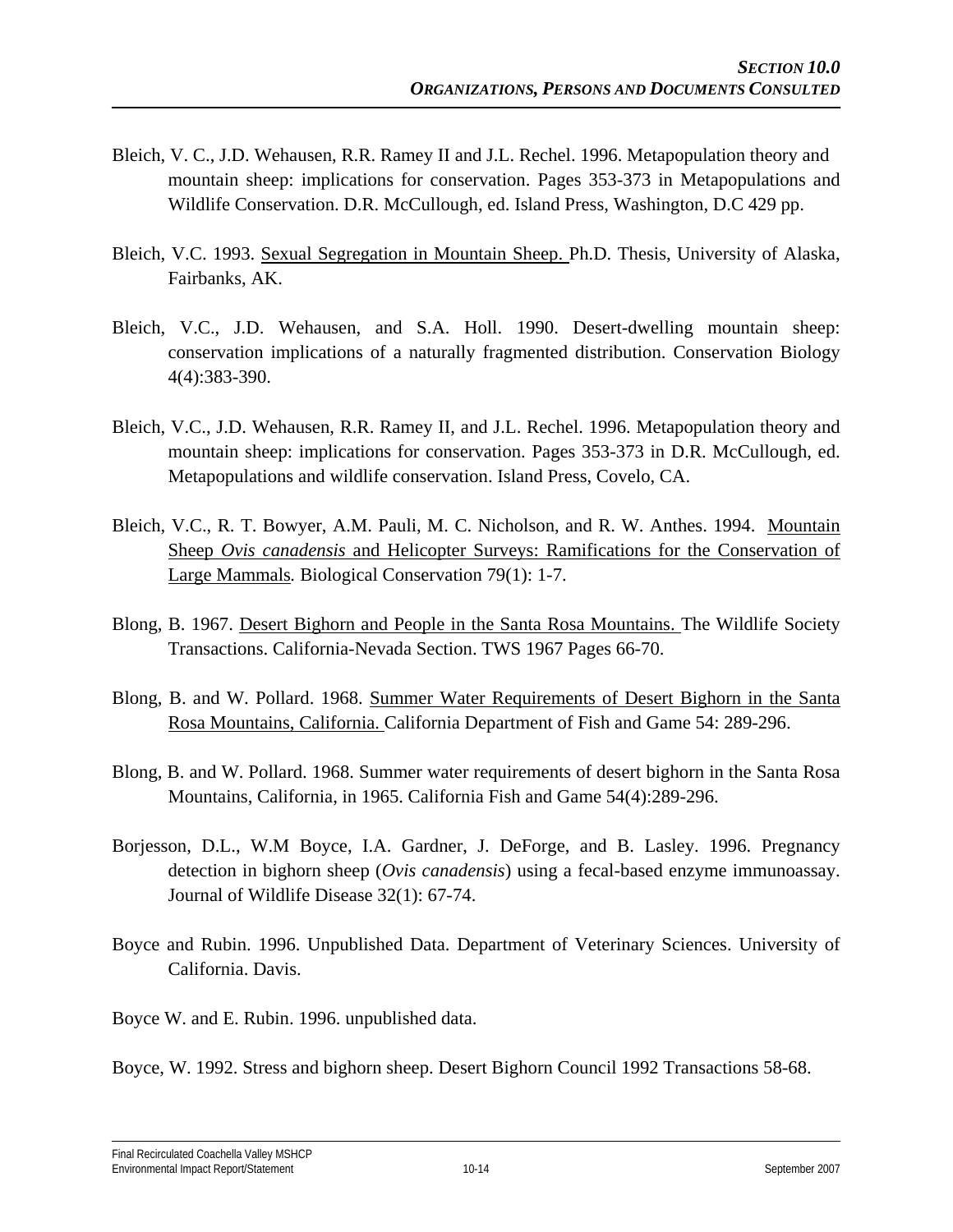Bleich, V. C., J.D. Wehausen, R.R. Ramey II and J.L. Rechel. 1996. Metapopulation theory and mountain sheep: implications for conservation. Pages 353-373 in Metapopulations and Wildlife Conservation. D.R. McCullough, ed. Island Press, Washington, D.C 429 pp.

Bleich, V.C. 1993. Sexual Segregation in Mountain Sheep. Ph.D. Thesis, University of Alaska, Fairbanks, AK.

Bleich, V.C., J.D. Wehausen, and S.A. Holl. 1990. Desert-dwelling mountain sheep: conservation implications of a naturally fragmented distribution. Conservation Biology 4(4):383-390.

Bleich, V.C., J.D. Wehausen, R.R. Ramey II, and J.L. Rechel. 1996. Metapopulation theory and mountain sheep: implications for conservation. Pages 353-373 in D.R. McCullough, ed. Metapopulations and wildlife conservation. Island Press, Covelo, CA.

Bleich, V.C., R. T. Bowyer, A.M. Pauli, M. C. Nicholson, and R. W. Anthes. 1994. Mountain Sheep *Ovis canadensis* and Helicopter Surveys: Ramifications for the Conservation of Large Mammals*.* Biological Conservation 79(1): 1-7.

Blong, B. 1967. Desert Bighorn and People in the Santa Rosa Mountains. The Wildlife Society Transactions. California-Nevada Section. TWS 1967 Pages 66-70.

Blong, B. and W. Pollard. 1968. Summer Water Requirements of Desert Bighorn in the Santa Rosa Mountains, California. California Department of Fish and Game 54: 289-296.

Blong, B. and W. Pollard. 1968. Summer water requirements of desert bighorn in the Santa Rosa Mountains, California, in 1965. California Fish and Game 54(4):289-296.

Borjesson, D.L., W.M Boyce, I.A. Gardner, J. DeForge, and B. Lasley. 1996. Pregnancy detection in bighorn sheep (*Ovis canadensis*) using a fecal-based enzyme immunoassay. Journal of Wildlife Disease 32(1): 67-74.

Boyce and Rubin. 1996. Unpublished Data. Department of Veterinary Sciences. University of California. Davis.

Boyce W. and E. Rubin. 1996. unpublished data.

Boyce, W. 1992. Stress and bighorn sheep. Desert Bighorn Council 1992 Transactions 58-68.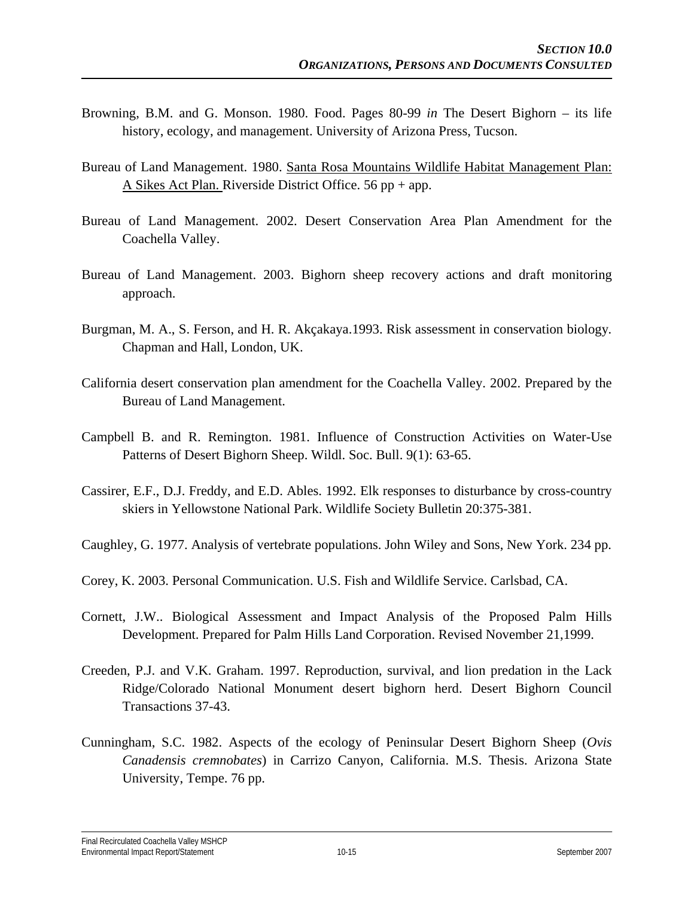Browning, B.M. and G. Monson. 1980. Food. Pages 80-99 *in* The Desert Bighorn – its life history, ecology, and management. University of Arizona Press, Tucson.

Bureau of Land Management. 1980. Santa Rosa Mountains Wildlife Habitat Management Plan: A Sikes Act Plan. Riverside District Office. 56 pp + app.

Bureau of Land Management. 2002. Desert Conservation Area Plan Amendment for the Coachella Valley.

Bureau of Land Management. 2003. Bighorn sheep recovery actions and draft monitoring approach.

Burgman, M. A., S. Ferson, and H. R. Akçakaya.1993. Risk assessment in conservation biology. Chapman and Hall, London, UK.

California desert conservation plan amendment for the Coachella Valley. 2002. Prepared by the Bureau of Land Management.

Campbell B. and R. Remington. 1981. Influence of Construction Activities on Water-Use Patterns of Desert Bighorn Sheep. Wildl. Soc. Bull. 9(1): 63-65.

Cassirer, E.F., D.J. Freddy, and E.D. Ables. 1992. Elk responses to disturbance by cross-country skiers in Yellowstone National Park. Wildlife Society Bulletin 20:375-381.

Caughley, G. 1977. Analysis of vertebrate populations. John Wiley and Sons, New York. 234 pp.

Corey, K. 2003. Personal Communication. U.S. Fish and Wildlife Service. Carlsbad, CA.

Cornett, J.W.. Biological Assessment and Impact Analysis of the Proposed Palm Hills Development. Prepared for Palm Hills Land Corporation. Revised November 21,1999.

Creeden, P.J. and V.K. Graham. 1997. Reproduction, survival, and lion predation in the Lack Ridge/Colorado National Monument desert bighorn herd. Desert Bighorn Council Transactions 37-43.

Cunningham, S.C. 1982. Aspects of the ecology of Peninsular Desert Bighorn Sheep (*Ovis Canadensis cremnobates*) in Carrizo Canyon, California. M.S. Thesis. Arizona State University, Tempe. 76 pp.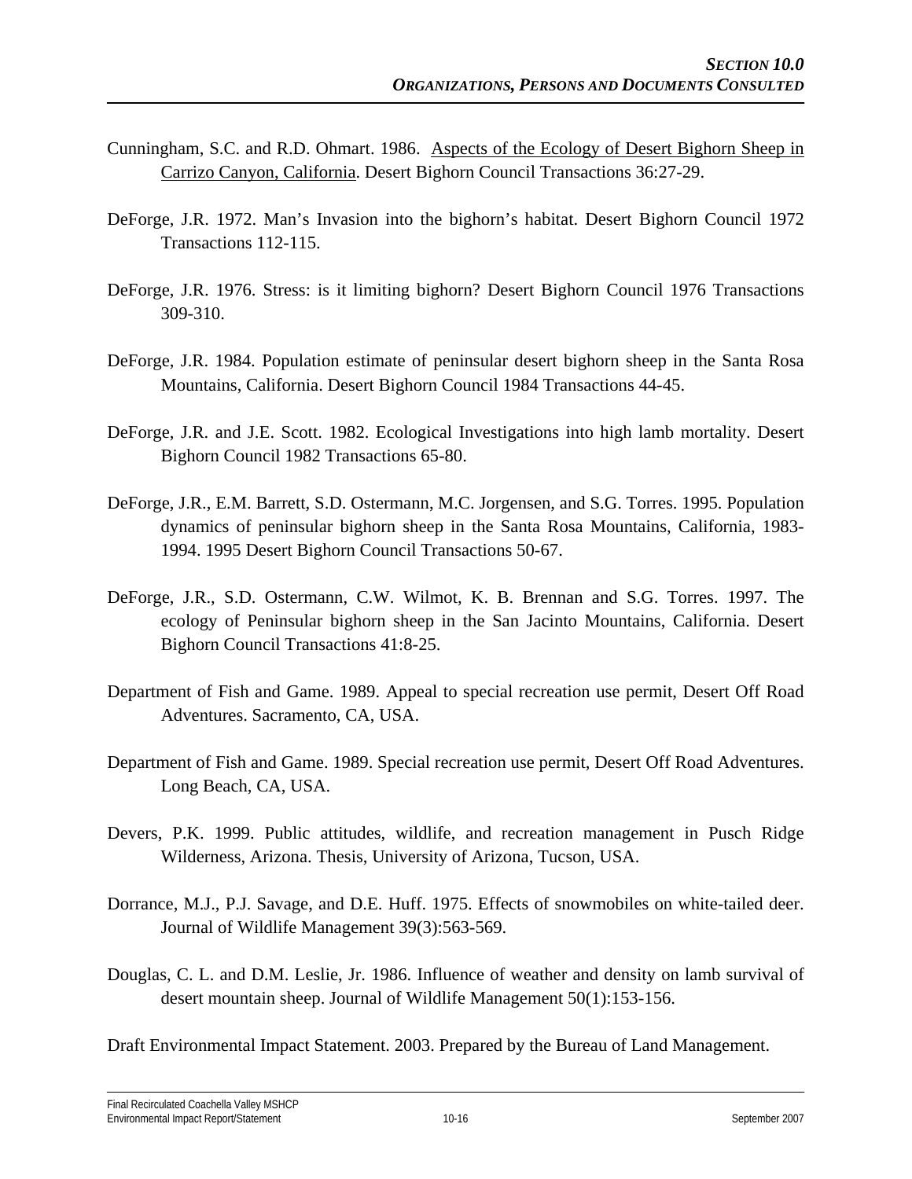Cunningham, S.C. and R.D. Ohmart. 1986. Aspects of the Ecology of Desert Bighorn Sheep in Carrizo Canyon, California. Desert Bighorn Council Transactions 36:27-29.

DeForge, J.R. 1972. Man's Invasion into the bighorn's habitat. Desert Bighorn Council 1972 Transactions 112-115.

DeForge, J.R. 1976. Stress: is it limiting bighorn? Desert Bighorn Council 1976 Transactions 309-310.

DeForge, J.R. 1984. Population estimate of peninsular desert bighorn sheep in the Santa Rosa Mountains, California. Desert Bighorn Council 1984 Transactions 44-45.

DeForge, J.R. and J.E. Scott. 1982. Ecological Investigations into high lamb mortality. Desert Bighorn Council 1982 Transactions 65-80.

DeForge, J.R., E.M. Barrett, S.D. Ostermann, M.C. Jorgensen, and S.G. Torres. 1995. Population dynamics of peninsular bighorn sheep in the Santa Rosa Mountains, California, 1983-1994. 1995 Desert Bighorn Council Transactions 50-67.

DeForge, J.R., S.D. Ostermann, C.W. Wilmot, K. B. Brennan and S.G. Torres. 1997. The ecology of Peninsular bighorn sheep in the San Jacinto Mountains, California. Desert Bighorn Council Transactions 41:8-25.

Department of Fish and Game. 1989. Appeal to special recreation use permit, Desert Off Road Adventures. Sacramento, CA, USA.

Department of Fish and Game. 1989. Special recreation use permit, Desert Off Road Adventures. Long Beach, CA, USA.

Devers, P.K. 1999. Public attitudes, wildlife, and recreation management in Pusch Ridge Wilderness, Arizona. Thesis, University of Arizona, Tucson, USA.

Dorrance, M.J., P.J. Savage, and D.E. Huff. 1975. Effects of snowmobiles on white-tailed deer. Journal of Wildlife Management 39(3):563-569.

Douglas, C. L. and D.M. Leslie, Jr. 1986. Influence of weather and density on lamb survival of desert mountain sheep. Journal of Wildlife Management 50(1):153-156.

Draft Environmental Impact Statement. 2003. Prepared by the Bureau of Land Management.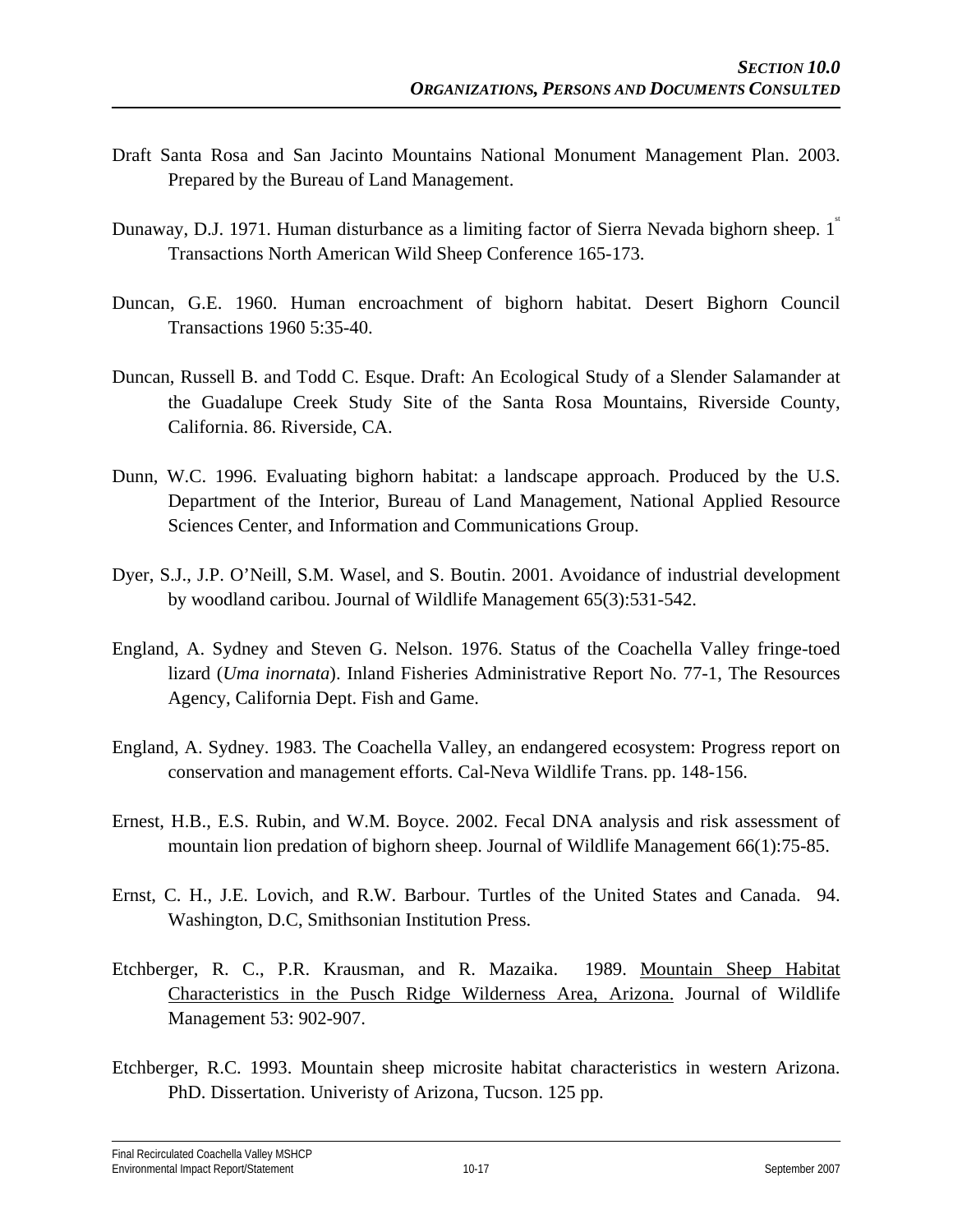Draft Santa Rosa and San Jacinto Mountains National Monument Management Plan. 2003. Prepared by the Bureau of Land Management.

Dunaway, D.J. 1971. Human disturbance as a limiting factor of Sierra Nevada bighorn sheep. 1[st] Transactions North American Wild Sheep Conference 165-173.

Duncan, G.E. 1960. Human encroachment of bighorn habitat. Desert Bighorn Council Transactions 1960 5:35-40.

Duncan, Russell B. and Todd C. Esque. Draft: An Ecological Study of a Slender Salamander at the Guadalupe Creek Study Site of the Santa Rosa Mountains, Riverside County, California. 86. Riverside, CA.

Dunn, W.C. 1996. Evaluating bighorn habitat: a landscape approach. Produced by the U.S. Department of the Interior, Bureau of Land Management, National Applied Resource Sciences Center, and Information and Communications Group.

Dyer, S.J., J.P. O'Neill, S.M. Wasel, and S. Boutin. 2001. Avoidance of industrial development by woodland caribou. Journal of Wildlife Management 65(3):531-542.

England, A. Sydney and Steven G. Nelson. 1976. Status of the Coachella Valley fringe-toed lizard (*Uma inornata*). Inland Fisheries Administrative Report No. 77-1, The Resources Agency, California Dept. Fish and Game.

England, A. Sydney. 1983. The Coachella Valley, an endangered ecosystem: Progress report on conservation and management efforts. Cal-Neva Wildlife Trans. pp. 148-156.

Ernest, H.B., E.S. Rubin, and W.M. Boyce. 2002. Fecal DNA analysis and risk assessment of mountain lion predation of bighorn sheep. Journal of Wildlife Management 66(1):75-85.

Ernst, C. H., J.E. Lovich, and R.W. Barbour. Turtles of the United States and Canada. 94. Washington, D.C, Smithsonian Institution Press.

Etchberger, R. C., P.R. Krausman, and R. Mazaika. 1989. Mountain Sheep Habitat Characteristics in the Pusch Ridge Wilderness Area, Arizona. Journal of Wildlife Management 53: 902-907.

Etchberger, R.C. 1993. Mountain sheep microsite habitat characteristics in western Arizona. PhD. Dissertation. Univeristy of Arizona, Tucson. 125 pp.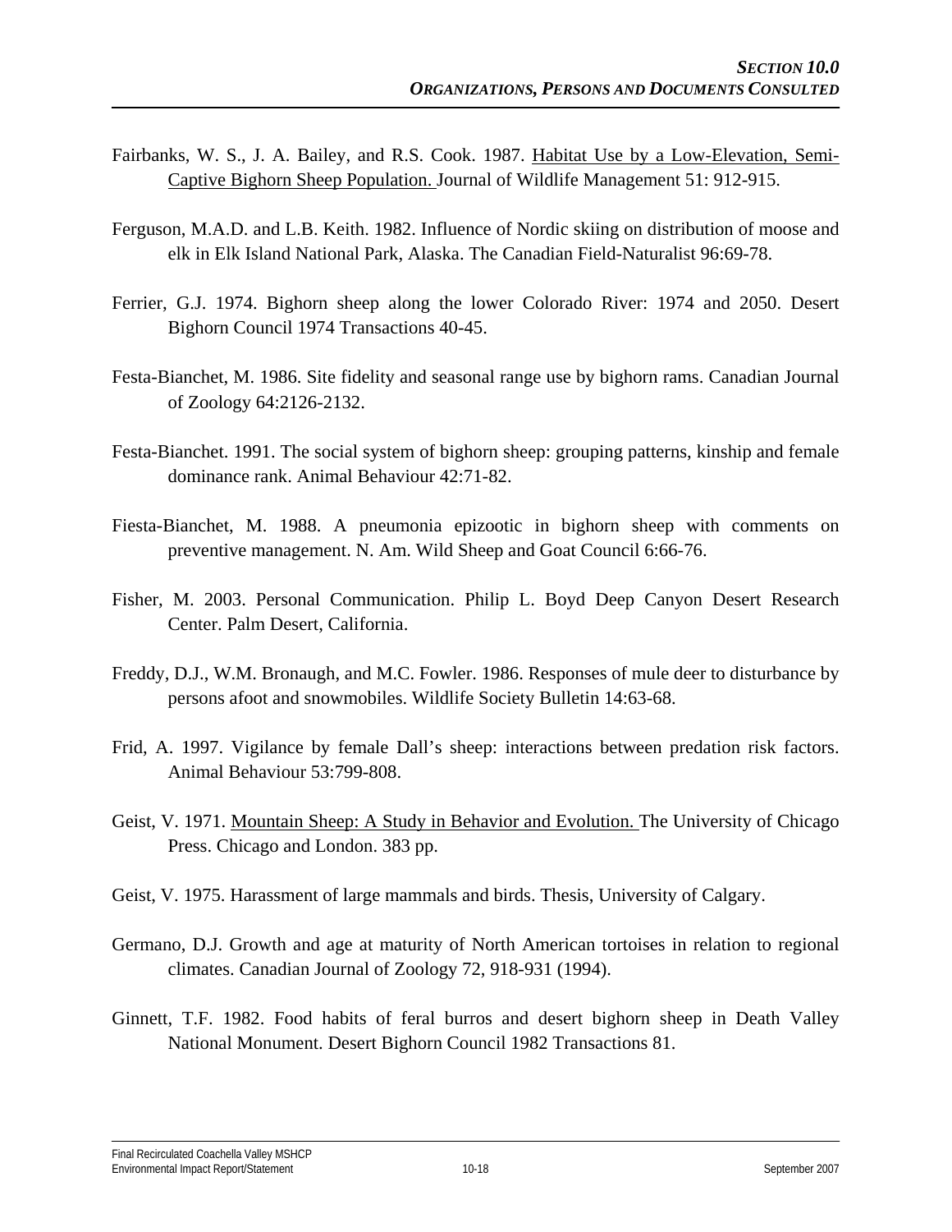Fairbanks, W. S., J. A. Bailey, and R.S. Cook. 1987. Habitat Use by a Low-Elevation, Semi-Captive Bighorn Sheep Population. Journal of Wildlife Management 51: 912-915.

Ferguson, M.A.D. and L.B. Keith. 1982. Influence of Nordic skiing on distribution of moose and elk in Elk Island National Park, Alaska. The Canadian Field-Naturalist 96:69-78.

Ferrier, G.J. 1974. Bighorn sheep along the lower Colorado River: 1974 and 2050. Desert Bighorn Council 1974 Transactions 40-45.

Festa-Bianchet, M. 1986. Site fidelity and seasonal range use by bighorn rams. Canadian Journal of Zoology 64:2126-2132.

Festa-Bianchet. 1991. The social system of bighorn sheep: grouping patterns, kinship and female dominance rank. Animal Behaviour 42:71-82.

Fiesta-Bianchet, M. 1988. A pneumonia epizootic in bighorn sheep with comments on preventive management. N. Am. Wild Sheep and Goat Council 6:66-76.

Fisher, M. 2003. Personal Communication. Philip L. Boyd Deep Canyon Desert Research Center. Palm Desert, California.

Freddy, D.J., W.M. Bronaugh, and M.C. Fowler. 1986. Responses of mule deer to disturbance by persons afoot and snowmobiles. Wildlife Society Bulletin 14:63-68.

Frid, A. 1997. Vigilance by female Dall's sheep: interactions between predation risk factors. Animal Behaviour 53:799-808.

Geist, V. 1971. Mountain Sheep: A Study in Behavior and Evolution. The University of Chicago Press. Chicago and London. 383 pp.

Geist, V. 1975. Harassment of large mammals and birds. Thesis, University of Calgary.

Germano, D.J. Growth and age at maturity of North American tortoises in relation to regional climates. Canadian Journal of Zoology 72, 918-931 (1994).

Ginnett, T.F. 1982. Food habits of feral burros and desert bighorn sheep in Death Valley National Monument. Desert Bighorn Council 1982 Transactions 81.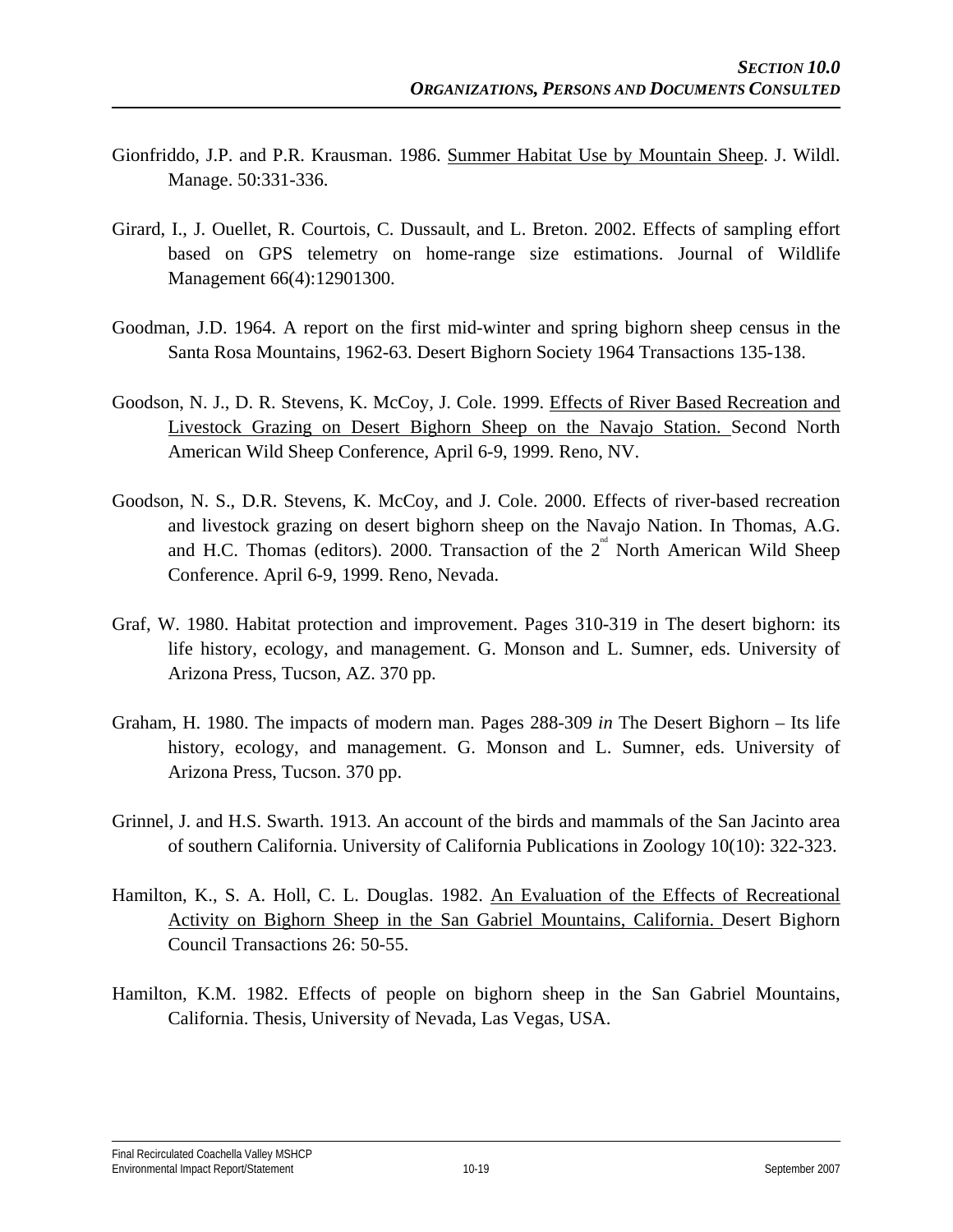Gionfriddo, J.P. and P.R. Krausman. 1986. <u>Summer Habitat Use by Mountain Sheep</u>. J. Wildl. Manage. 50:331-336.

Girard, I., J. Ouellet, R. Courtois, C. Dussault, and L. Breton. 2002. Effects of sampling effort based on GPS telemetry on home-range size estimations. Journal of Wildlife Management 66(4):12901300.

Goodman, J.D. 1964. A report on the first mid-winter and spring bighorn sheep census in the Santa Rosa Mountains, 1962-63. Desert Bighorn Society 1964 Transactions 135-138.

Goodson, N. J., D. R. Stevens, K. McCoy, J. Cole. 1999. <u>Effects of River Based Recreation and Livestock Grazing on Desert Bighorn Sheep on the Navajo Station.</u> Second North American Wild Sheep Conference, April 6-9, 1999. Reno, NV.

Goodson, N. S., D.R. Stevens, K. McCoy, and J. Cole. 2000. Effects of river-based recreation and livestock grazing on desert bighorn sheep on the Navajo Nation. In Thomas, A.G. and H.C. Thomas (editors). 2000. Transaction of the 2nd North American Wild Sheep Conference. April 6-9, 1999. Reno, Nevada.

Graf, W. 1980. Habitat protection and improvement. Pages 310-319 in The desert bighorn: its life history, ecology, and management. G. Monson and L. Sumner, eds. University of Arizona Press, Tucson, AZ. 370 pp.

Graham, H. 1980. The impacts of modern man. Pages 288-309 *in* The Desert Bighorn – Its life history, ecology, and management. G. Monson and L. Sumner, eds. University of Arizona Press, Tucson. 370 pp.

Grinnel, J. and H.S. Swarth. 1913. An account of the birds and mammals of the San Jacinto area of southern California. University of California Publications in Zoology 10(10): 322-323.

Hamilton, K., S. A. Holl, C. L. Douglas. 1982. <u>An Evaluation of the Effects of Recreational Activity on Bighorn Sheep in the San Gabriel Mountains, California.</u> Desert Bighorn Council Transactions 26: 50-55.

Hamilton, K.M. 1982. Effects of people on bighorn sheep in the San Gabriel Mountains, California. Thesis, University of Nevada, Las Vegas, USA.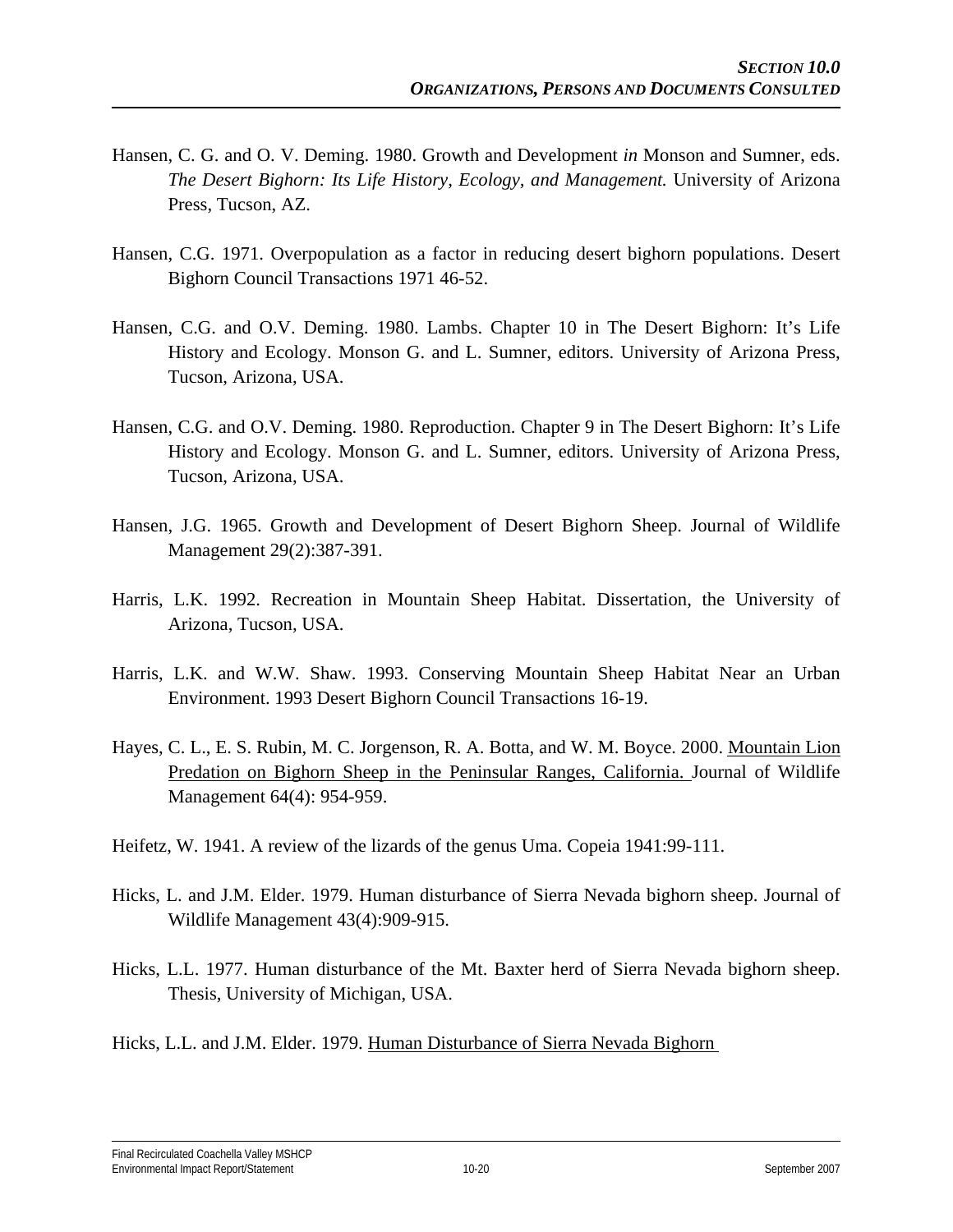Hansen, C. G. and O. V. Deming. 1980. Growth and Development *in* Monson and Sumner, eds. *The Desert Bighorn: Its Life History, Ecology, and Management.* University of Arizona Press, Tucson, AZ.

Hansen, C.G. 1971. Overpopulation as a factor in reducing desert bighorn populations. Desert Bighorn Council Transactions 1971 46-52.

Hansen, C.G. and O.V. Deming. 1980. Lambs. Chapter 10 in The Desert Bighorn: It's Life History and Ecology. Monson G. and L. Sumner, editors. University of Arizona Press, Tucson, Arizona, USA.

Hansen, C.G. and O.V. Deming. 1980. Reproduction. Chapter 9 in The Desert Bighorn: It's Life History and Ecology. Monson G. and L. Sumner, editors. University of Arizona Press, Tucson, Arizona, USA.

Hansen, J.G. 1965. Growth and Development of Desert Bighorn Sheep. Journal of Wildlife Management 29(2):387-391.

Harris, L.K. 1992. Recreation in Mountain Sheep Habitat. Dissertation, the University of Arizona, Tucson, USA.

Harris, L.K. and W.W. Shaw. 1993. Conserving Mountain Sheep Habitat Near an Urban Environment. 1993 Desert Bighorn Council Transactions 16-19.

Hayes, C. L., E. S. Rubin, M. C. Jorgenson, R. A. Botta, and W. M. Boyce. 2000. Mountain Lion Predation on Bighorn Sheep in the Peninsular Ranges, California. Journal of Wildlife Management 64(4): 954-959.

Heifetz, W. 1941. A review of the lizards of the genus Uma. Copeia 1941:99-111.

Hicks, L. and J.M. Elder. 1979. Human disturbance of Sierra Nevada bighorn sheep. Journal of Wildlife Management 43(4):909-915.

Hicks, L.L. 1977. Human disturbance of the Mt. Baxter herd of Sierra Nevada bighorn sheep. Thesis, University of Michigan, USA.

Hicks, L.L. and J.M. Elder. 1979. Human Disturbance of Sierra Nevada Bighorn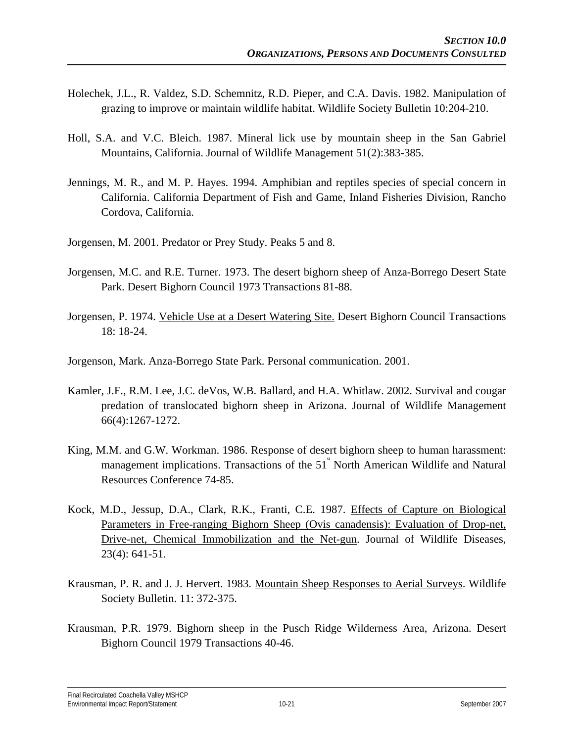Holechek, J.L., R. Valdez, S.D. Schemnitz, R.D. Pieper, and C.A. Davis. 1982. Manipulation of grazing to improve or maintain wildlife habitat. Wildlife Society Bulletin 10:204-210.

Holl, S.A. and V.C. Bleich. 1987. Mineral lick use by mountain sheep in the San Gabriel Mountains, California. Journal of Wildlife Management 51(2):383-385.

Jennings, M. R., and M. P. Hayes. 1994. Amphibian and reptiles species of special concern in California. California Department of Fish and Game, Inland Fisheries Division, Rancho Cordova, California.

Jorgensen, M. 2001. Predator or Prey Study. Peaks 5 and 8.

Jorgensen, M.C. and R.E. Turner. 1973. The desert bighorn sheep of Anza-Borrego Desert State Park. Desert Bighorn Council 1973 Transactions 81-88.

Jorgensen, P. 1974. Vehicle Use at a Desert Watering Site. Desert Bighorn Council Transactions 18: 18-24.

Jorgenson, Mark. Anza-Borrego State Park. Personal communication. 2001.

Kamler, J.F., R.M. Lee, J.C. deVos, W.B. Ballard, and H.A. Whitlaw. 2002. Survival and cougar predation of translocated bighorn sheep in Arizona. Journal of Wildlife Management 66(4):1267-1272.

King, M.M. and G.W. Workman. 1986. Response of desert bighorn sheep to human harassment: management implications. Transactions of the 51st North American Wildlife and Natural Resources Conference 74-85.

Kock, M.D., Jessup, D.A., Clark, R.K., Franti, C.E. 1987. Effects of Capture on Biological Parameters in Free-ranging Bighorn Sheep (Ovis canadensis): Evaluation of Drop-net, Drive-net, Chemical Immobilization and the Net-gun. Journal of Wildlife Diseases, 23(4): 641-51.

Krausman, P. R. and J. J. Hervert. 1983. Mountain Sheep Responses to Aerial Surveys. Wildlife Society Bulletin. 11: 372-375.

Krausman, P.R. 1979. Bighorn sheep in the Pusch Ridge Wilderness Area, Arizona. Desert Bighorn Council 1979 Transactions 40-46.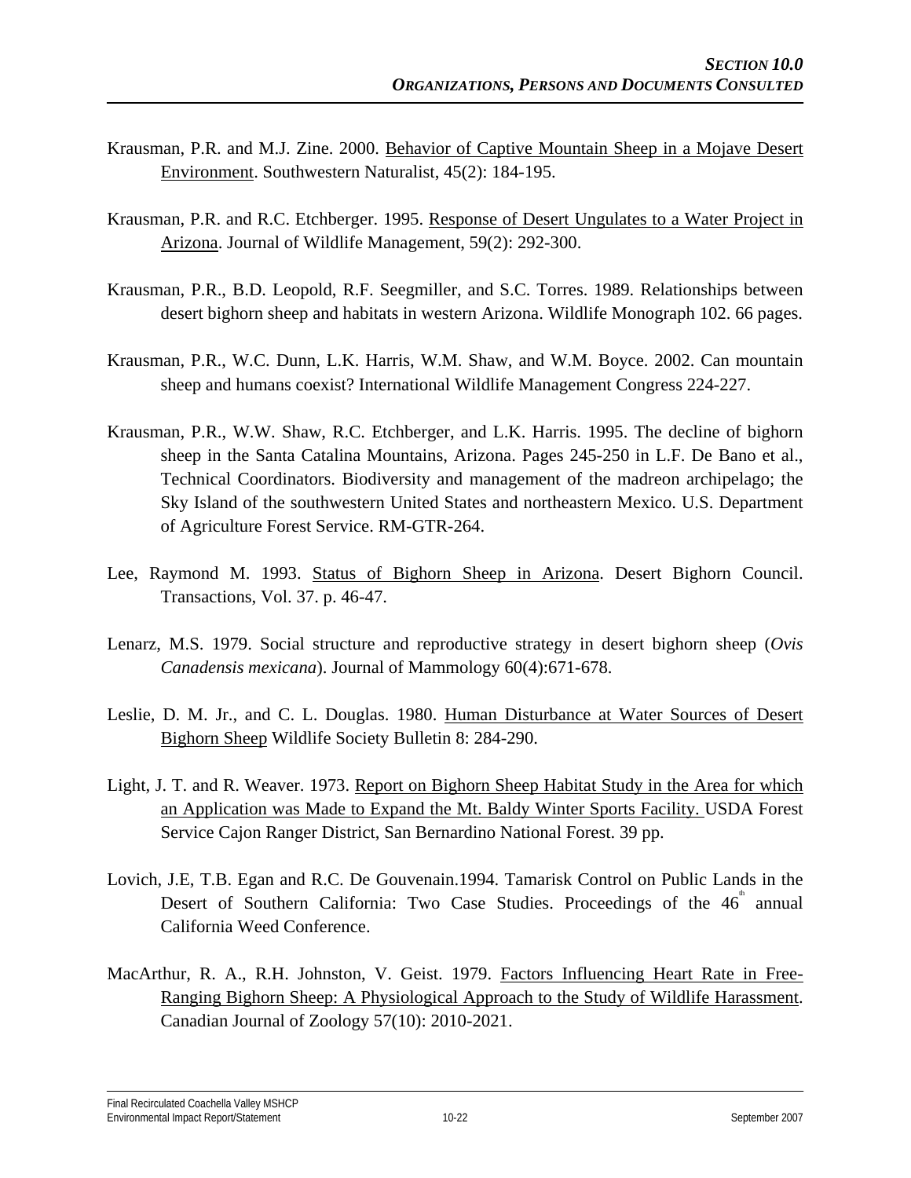Krausman, P.R. and M.J. Zine. 2000. Behavior of Captive Mountain Sheep in a Mojave Desert Environment. Southwestern Naturalist, 45(2): 184-195.

Krausman, P.R. and R.C. Etchberger. 1995. Response of Desert Ungulates to a Water Project in Arizona. Journal of Wildlife Management, 59(2): 292-300.

Krausman, P.R., B.D. Leopold, R.F. Seegmiller, and S.C. Torres. 1989. Relationships between desert bighorn sheep and habitats in western Arizona. Wildlife Monograph 102. 66 pages.

Krausman, P.R., W.C. Dunn, L.K. Harris, W.M. Shaw, and W.M. Boyce. 2002. Can mountain sheep and humans coexist? International Wildlife Management Congress 224-227.

Krausman, P.R., W.W. Shaw, R.C. Etchberger, and L.K. Harris. 1995. The decline of bighorn sheep in the Santa Catalina Mountains, Arizona. Pages 245-250 in L.F. De Bano et al., Technical Coordinators. Biodiversity and management of the madreon archipelago; the Sky Island of the southwestern United States and northeastern Mexico. U.S. Department of Agriculture Forest Service. RM-GTR-264.

Lee, Raymond M. 1993. Status of Bighorn Sheep in Arizona. Desert Bighorn Council. Transactions, Vol. 37. p. 46-47.

Lenarz, M.S. 1979. Social structure and reproductive strategy in desert bighorn sheep (*Ovis Canadensis mexicana*). Journal of Mammology 60(4):671-678.

Leslie, D. M. Jr., and C. L. Douglas. 1980. Human Disturbance at Water Sources of Desert Bighorn Sheep Wildlife Society Bulletin 8: 284-290.

Light, J. T. and R. Weaver. 1973. Report on Bighorn Sheep Habitat Study in the Area for which an Application was Made to Expand the Mt. Baldy Winter Sports Facility. USDA Forest Service Cajon Ranger District, San Bernardino National Forest. 39 pp.

Lovich, J.E, T.B. Egan and R.C. De Gouvenain.1994. Tamarisk Control on Public Lands in the Desert of Southern California: Two Case Studies. Proceedings of the 46th annual California Weed Conference.

MacArthur, R. A., R.H. Johnston, V. Geist. 1979. Factors Influencing Heart Rate in Free-Ranging Bighorn Sheep: A Physiological Approach to the Study of Wildlife Harassment. Canadian Journal of Zoology 57(10): 2010-2021.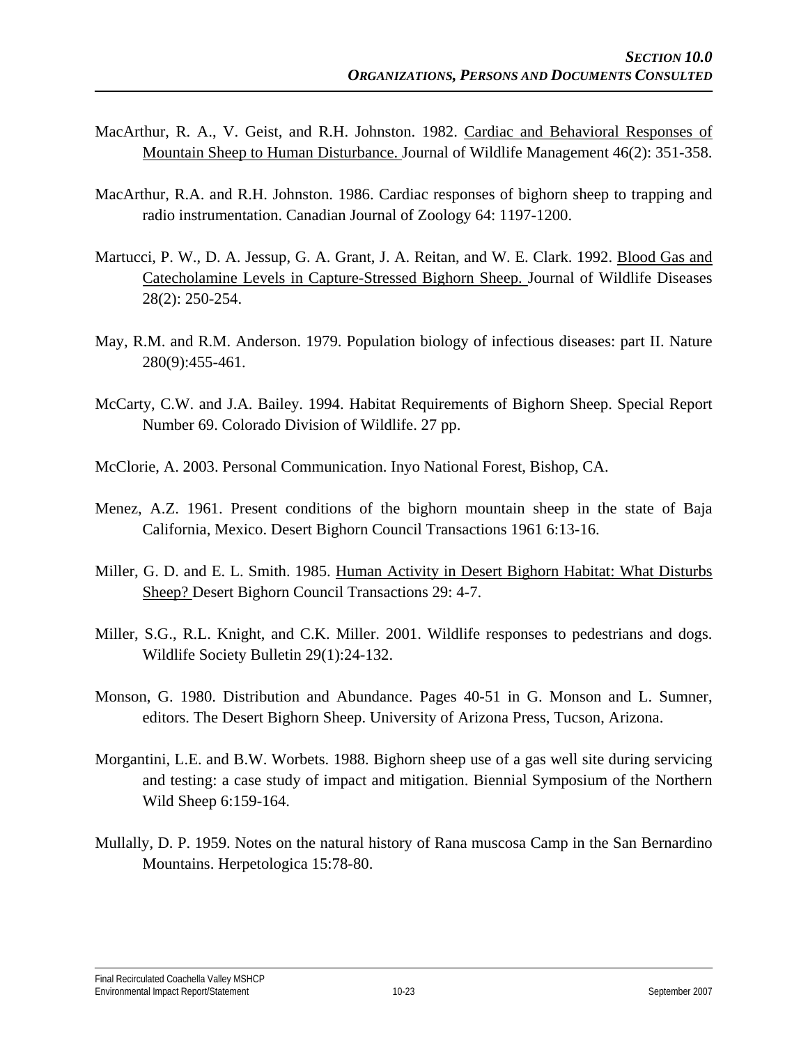MacArthur, R. A., V. Geist, and R.H. Johnston. 1982. Cardiac and Behavioral Responses of Mountain Sheep to Human Disturbance. Journal of Wildlife Management 46(2): 351-358.

MacArthur, R.A. and R.H. Johnston. 1986. Cardiac responses of bighorn sheep to trapping and radio instrumentation. Canadian Journal of Zoology 64: 1197-1200.

Martucci, P. W., D. A. Jessup, G. A. Grant, J. A. Reitan, and W. E. Clark. 1992. Blood Gas and Catecholamine Levels in Capture-Stressed Bighorn Sheep. Journal of Wildlife Diseases 28(2): 250-254.

May, R.M. and R.M. Anderson. 1979. Population biology of infectious diseases: part II. Nature 280(9):455-461.

McCarty, C.W. and J.A. Bailey. 1994. Habitat Requirements of Bighorn Sheep. Special Report Number 69. Colorado Division of Wildlife. 27 pp.

McClorie, A. 2003. Personal Communication. Inyo National Forest, Bishop, CA.

Menez, A.Z. 1961. Present conditions of the bighorn mountain sheep in the state of Baja California, Mexico. Desert Bighorn Council Transactions 1961 6:13-16.

Miller, G. D. and E. L. Smith. 1985. Human Activity in Desert Bighorn Habitat: What Disturbs Sheep? Desert Bighorn Council Transactions 29: 4-7.

Miller, S.G., R.L. Knight, and C.K. Miller. 2001. Wildlife responses to pedestrians and dogs. Wildlife Society Bulletin 29(1):24-132.

Monson, G. 1980. Distribution and Abundance. Pages 40-51 in G. Monson and L. Sumner, editors. The Desert Bighorn Sheep. University of Arizona Press, Tucson, Arizona.

Morgantini, L.E. and B.W. Worbets. 1988. Bighorn sheep use of a gas well site during servicing and testing: a case study of impact and mitigation. Biennial Symposium of the Northern Wild Sheep 6:159-164.

Mullally, D. P. 1959. Notes on the natural history of Rana muscosa Camp in the San Bernardino Mountains. Herpetologica 15:78-80.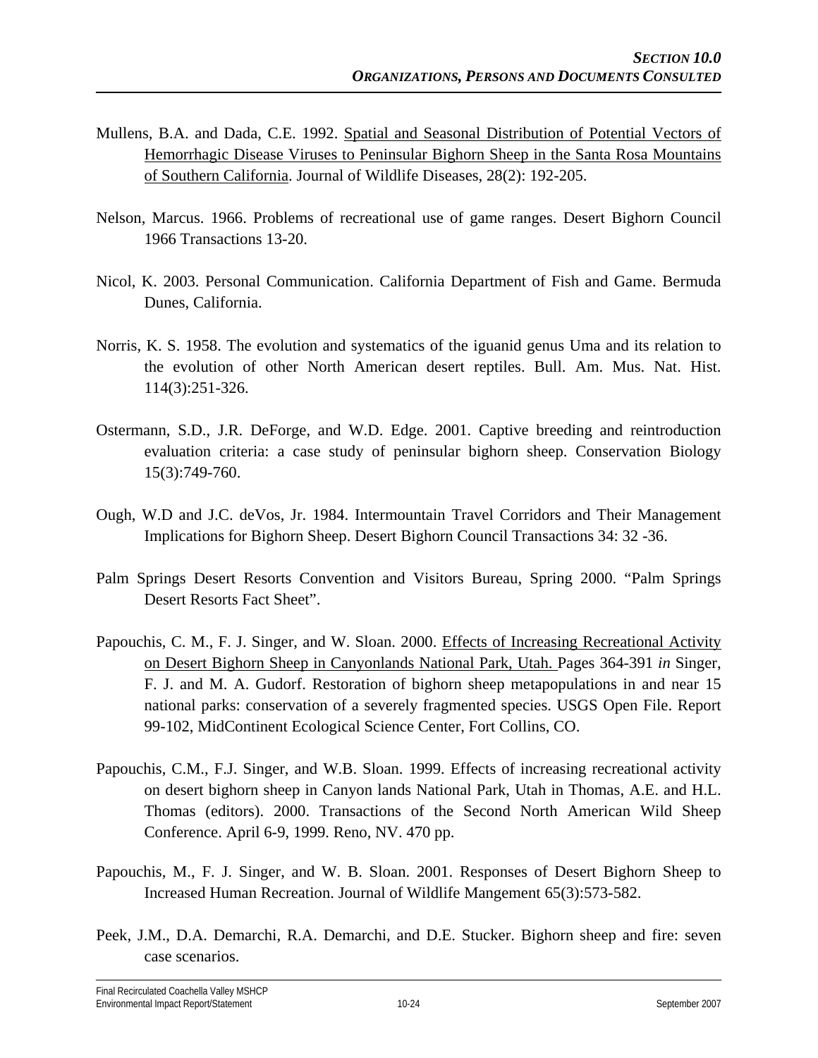Mullens, B.A. and Dada, C.E. 1992. Spatial and Seasonal Distribution of Potential Vectors of Hemorrhagic Disease Viruses to Peninsular Bighorn Sheep in the Santa Rosa Mountains of Southern California. Journal of Wildlife Diseases, 28(2): 192-205.

Nelson, Marcus. 1966. Problems of recreational use of game ranges. Desert Bighorn Council 1966 Transactions 13-20.

Nicol, K. 2003. Personal Communication. California Department of Fish and Game. Bermuda Dunes, California.

Norris, K. S. 1958. The evolution and systematics of the iguanid genus Uma and its relation to the evolution of other North American desert reptiles. Bull. Am. Mus. Nat. Hist. 114(3):251-326.

Ostermann, S.D., J.R. DeForge, and W.D. Edge. 2001. Captive breeding and reintroduction evaluation criteria: a case study of peninsular bighorn sheep. Conservation Biology 15(3):749-760.

Ough, W.D and J.C. deVos, Jr. 1984. Intermountain Travel Corridors and Their Management Implications for Bighorn Sheep. Desert Bighorn Council Transactions 34: 32 -36.

Palm Springs Desert Resorts Convention and Visitors Bureau, Spring 2000. "Palm Springs Desert Resorts Fact Sheet".

Papouchis, C. M., F. J. Singer, and W. Sloan. 2000. Effects of Increasing Recreational Activity on Desert Bighorn Sheep in Canyonlands National Park, Utah. Pages 364-391 *in* Singer, F. J. and M. A. Gudorf. Restoration of bighorn sheep metapopulations in and near 15 national parks: conservation of a severely fragmented species. USGS Open File. Report 99-102, MidContinent Ecological Science Center, Fort Collins, CO.

Papouchis, C.M., F.J. Singer, and W.B. Sloan. 1999. Effects of increasing recreational activity on desert bighorn sheep in Canyon lands National Park, Utah in Thomas, A.E. and H.L. Thomas (editors). 2000. Transactions of the Second North American Wild Sheep Conference. April 6-9, 1999. Reno, NV. 470 pp.

Papouchis, M., F. J. Singer, and W. B. Sloan. 2001. Responses of Desert Bighorn Sheep to Increased Human Recreation. Journal of Wildlife Mangement 65(3):573-582.

Peek, J.M., D.A. Demarchi, R.A. Demarchi, and D.E. Stucker. Bighorn sheep and fire: seven case scenarios.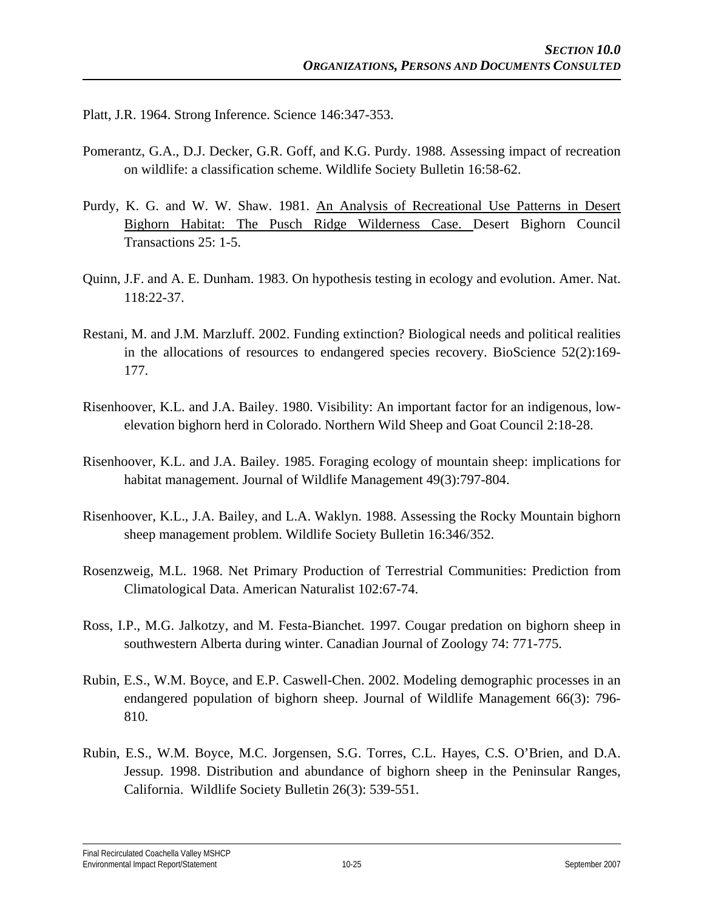Platt, J.R. 1964. Strong Inference. Science 146:347-353.

Pomerantz, G.A., D.J. Decker, G.R. Goff, and K.G. Purdy. 1988. Assessing impact of recreation on wildlife: a classification scheme. Wildlife Society Bulletin 16:58-62.

Purdy, K. G. and W. W. Shaw. 1981. <u>An Analysis of Recreational Use Patterns in Desert Bighorn Habitat: The Pusch Ridge Wilderness Case.</u> Desert Bighorn Council Transactions 25: 1-5.

Quinn, J.F. and A. E. Dunham. 1983. On hypothesis testing in ecology and evolution. Amer. Nat. 118:22-37.

Restani, M. and J.M. Marzluff. 2002. Funding extinction? Biological needs and political realities in the allocations of resources to endangered species recovery. BioScience 52(2):169-177.

Risenhoover, K.L. and J.A. Bailey. 1980. Visibility: An important factor for an indigenous, low-elevation bighorn herd in Colorado. Northern Wild Sheep and Goat Council 2:18-28.

Risenhoover, K.L. and J.A. Bailey. 1985. Foraging ecology of mountain sheep: implications for habitat management. Journal of Wildlife Management 49(3):797-804.

Risenhoover, K.L., J.A. Bailey, and L.A. Waklyn. 1988. Assessing the Rocky Mountain bighorn sheep management problem. Wildlife Society Bulletin 16:346/352.

Rosenzweig, M.L. 1968. Net Primary Production of Terrestrial Communities: Prediction from Climatological Data. American Naturalist 102:67-74.

Ross, I.P., M.G. Jalkotzy, and M. Festa-Bianchet. 1997. Cougar predation on bighorn sheep in southwestern Alberta during winter. Canadian Journal of Zoology 74: 771-775.

Rubin, E.S., W.M. Boyce, and E.P. Caswell-Chen. 2002. Modeling demographic processes in an endangered population of bighorn sheep. Journal of Wildlife Management 66(3): 796-810.

Rubin, E.S., W.M. Boyce, M.C. Jorgensen, S.G. Torres, C.L. Hayes, C.S. O'Brien, and D.A. Jessup. 1998. Distribution and abundance of bighorn sheep in the Peninsular Ranges, California. Wildlife Society Bulletin 26(3): 539-551.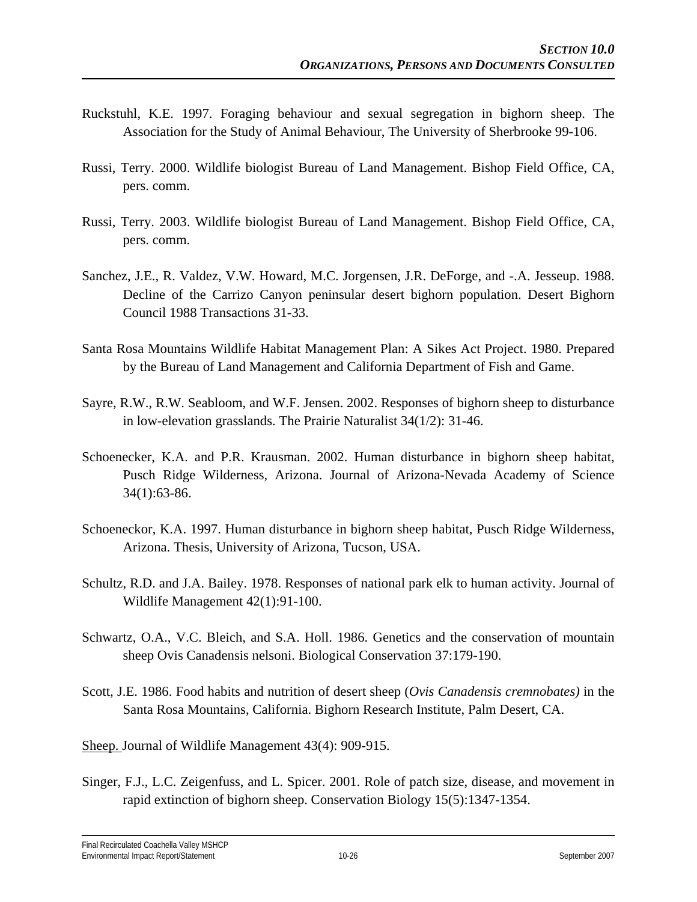Ruckstuhl, K.E. 1997. Foraging behaviour and sexual segregation in bighorn sheep. The Association for the Study of Animal Behaviour, The University of Sherbrooke 99-106.

Russi, Terry. 2000. Wildlife biologist Bureau of Land Management. Bishop Field Office, CA, pers. comm.

Russi, Terry. 2003. Wildlife biologist Bureau of Land Management. Bishop Field Office, CA, pers. comm.

Sanchez, J.E., R. Valdez, V.W. Howard, M.C. Jorgensen, J.R. DeForge, and -.A. Jesseup. 1988. Decline of the Carrizo Canyon peninsular desert bighorn population. Desert Bighorn Council 1988 Transactions 31-33.

Santa Rosa Mountains Wildlife Habitat Management Plan: A Sikes Act Project. 1980. Prepared by the Bureau of Land Management and California Department of Fish and Game.

Sayre, R.W., R.W. Seabloom, and W.F. Jensen. 2002. Responses of bighorn sheep to disturbance in low-elevation grasslands. The Prairie Naturalist 34(1/2): 31-46.

Schoenecker, K.A. and P.R. Krausman. 2002. Human disturbance in bighorn sheep habitat, Pusch Ridge Wilderness, Arizona. Journal of Arizona-Nevada Academy of Science 34(1):63-86.

Schoeneckor, K.A. 1997. Human disturbance in bighorn sheep habitat, Pusch Ridge Wilderness, Arizona. Thesis, University of Arizona, Tucson, USA.

Schultz, R.D. and J.A. Bailey. 1978. Responses of national park elk to human activity. Journal of Wildlife Management 42(1):91-100.

Schwartz, O.A., V.C. Bleich, and S.A. Holl. 1986. Genetics and the conservation of mountain sheep Ovis Canadensis nelsoni. Biological Conservation 37:179-190.

Scott, J.E. 1986. Food habits and nutrition of desert sheep (*Ovis Canadensis cremnobates)* in the Santa Rosa Mountains, California. Bighorn Research Institute, Palm Desert, CA.

Sheep. Journal of Wildlife Management 43(4): 909-915.

Singer, F.J., L.C. Zeigenfuss, and L. Spicer. 2001. Role of patch size, disease, and movement in rapid extinction of bighorn sheep. Conservation Biology 15(5):1347-1354.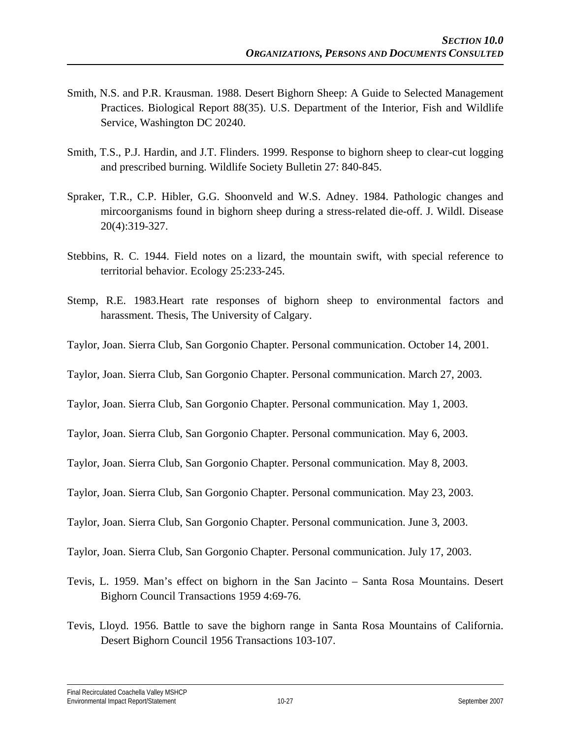Smith, N.S. and P.R. Krausman. 1988. Desert Bighorn Sheep: A Guide to Selected Management Practices. Biological Report 88(35). U.S. Department of the Interior, Fish and Wildlife Service, Washington DC 20240.

Smith, T.S., P.J. Hardin, and J.T. Flinders. 1999. Response to bighorn sheep to clear-cut logging and prescribed burning. Wildlife Society Bulletin 27: 840-845.

Spraker, T.R., C.P. Hibler, G.G. Shoonveld and W.S. Adney. 1984. Pathologic changes and mircoorganisms found in bighorn sheep during a stress-related die-off. J. Wildl. Disease 20(4):319-327.

Stebbins, R. C. 1944. Field notes on a lizard, the mountain swift, with special reference to territorial behavior. Ecology 25:233-245.

Stemp, R.E. 1983.Heart rate responses of bighorn sheep to environmental factors and harassment. Thesis, The University of Calgary.

Taylor, Joan. Sierra Club, San Gorgonio Chapter. Personal communication. October 14, 2001.

Taylor, Joan. Sierra Club, San Gorgonio Chapter. Personal communication. March 27, 2003.

Taylor, Joan. Sierra Club, San Gorgonio Chapter. Personal communication. May 1, 2003.

Taylor, Joan. Sierra Club, San Gorgonio Chapter. Personal communication. May 6, 2003.

Taylor, Joan. Sierra Club, San Gorgonio Chapter. Personal communication. May 8, 2003.

Taylor, Joan. Sierra Club, San Gorgonio Chapter. Personal communication. May 23, 2003.

Taylor, Joan. Sierra Club, San Gorgonio Chapter. Personal communication. June 3, 2003.

Taylor, Joan. Sierra Club, San Gorgonio Chapter. Personal communication. July 17, 2003.

Tevis, L. 1959. Man's effect on bighorn in the San Jacinto – Santa Rosa Mountains. Desert Bighorn Council Transactions 1959 4:69-76.

Tevis, Lloyd. 1956. Battle to save the bighorn range in Santa Rosa Mountains of California. Desert Bighorn Council 1956 Transactions 103-107.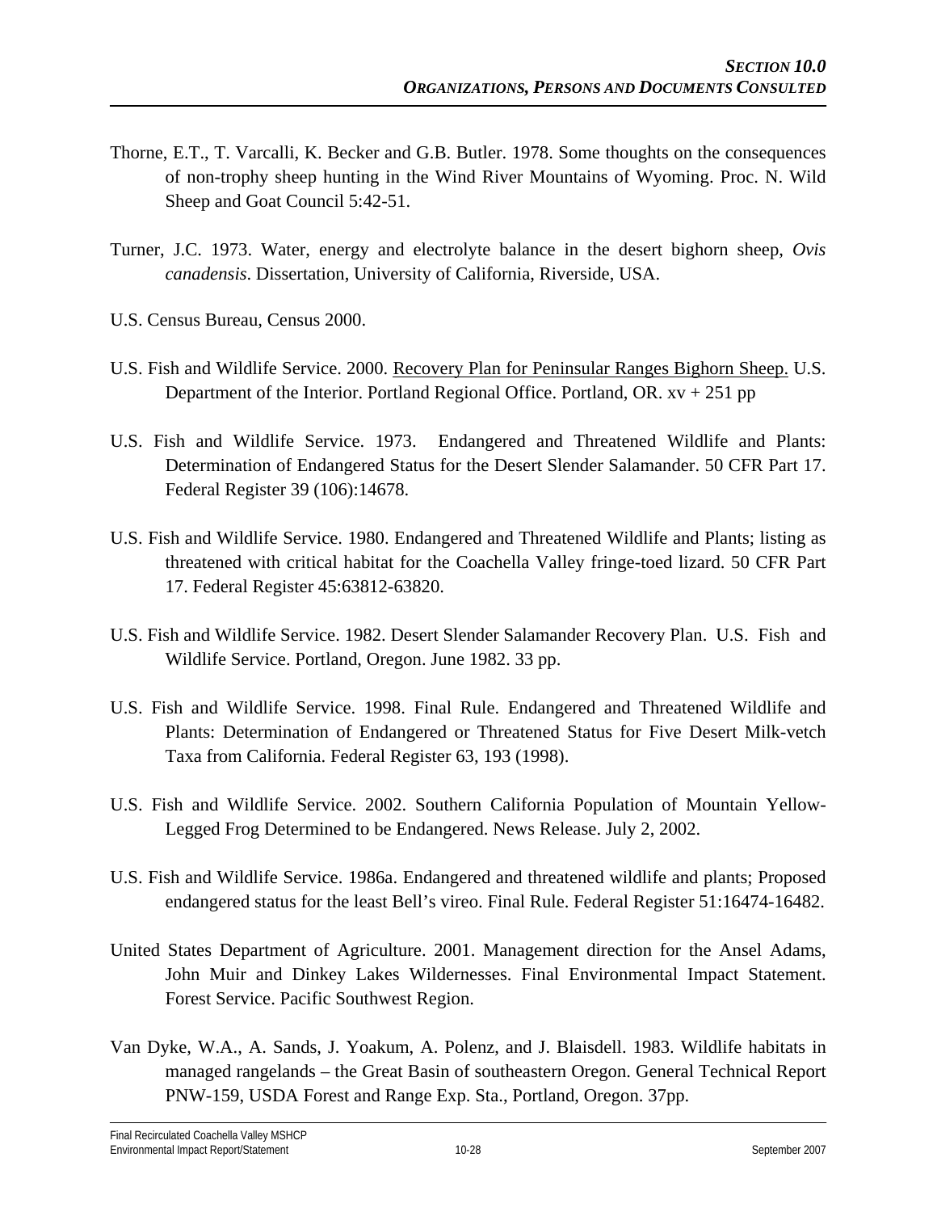Thorne, E.T., T. Varcalli, K. Becker and G.B. Butler. 1978. Some thoughts on the consequences of non-trophy sheep hunting in the Wind River Mountains of Wyoming. Proc. N. Wild Sheep and Goat Council 5:42-51.

Turner, J.C. 1973. Water, energy and electrolyte balance in the desert bighorn sheep, *Ovis canadensis*. Dissertation, University of California, Riverside, USA.

U.S. Census Bureau, Census 2000.

U.S. Fish and Wildlife Service. 2000. Recovery Plan for Peninsular Ranges Bighorn Sheep. U.S. Department of the Interior. Portland Regional Office. Portland, OR. xv + 251 pp

U.S. Fish and Wildlife Service. 1973. Endangered and Threatened Wildlife and Plants: Determination of Endangered Status for the Desert Slender Salamander. 50 CFR Part 17. Federal Register 39 (106):14678.

U.S. Fish and Wildlife Service. 1980. Endangered and Threatened Wildlife and Plants; listing as threatened with critical habitat for the Coachella Valley fringe-toed lizard. 50 CFR Part 17. Federal Register 45:63812-63820.

U.S. Fish and Wildlife Service. 1982. Desert Slender Salamander Recovery Plan. U.S. Fish and Wildlife Service. Portland, Oregon. June 1982. 33 pp.

U.S. Fish and Wildlife Service. 1998. Final Rule. Endangered and Threatened Wildlife and Plants: Determination of Endangered or Threatened Status for Five Desert Milk-vetch Taxa from California. Federal Register 63, 193 (1998).

U.S. Fish and Wildlife Service. 2002. Southern California Population of Mountain Yellow-Legged Frog Determined to be Endangered. News Release. July 2, 2002.

U.S. Fish and Wildlife Service. 1986a. Endangered and threatened wildlife and plants; Proposed endangered status for the least Bell's vireo. Final Rule. Federal Register 51:16474-16482.

United States Department of Agriculture. 2001. Management direction for the Ansel Adams, John Muir and Dinkey Lakes Wildernesses. Final Environmental Impact Statement. Forest Service. Pacific Southwest Region.

Van Dyke, W.A., A. Sands, J. Yoakum, A. Polenz, and J. Blaisdell. 1983. Wildlife habitats in managed rangelands – the Great Basin of southeastern Oregon. General Technical Report PNW-159, USDA Forest and Range Exp. Sta., Portland, Oregon. 37pp.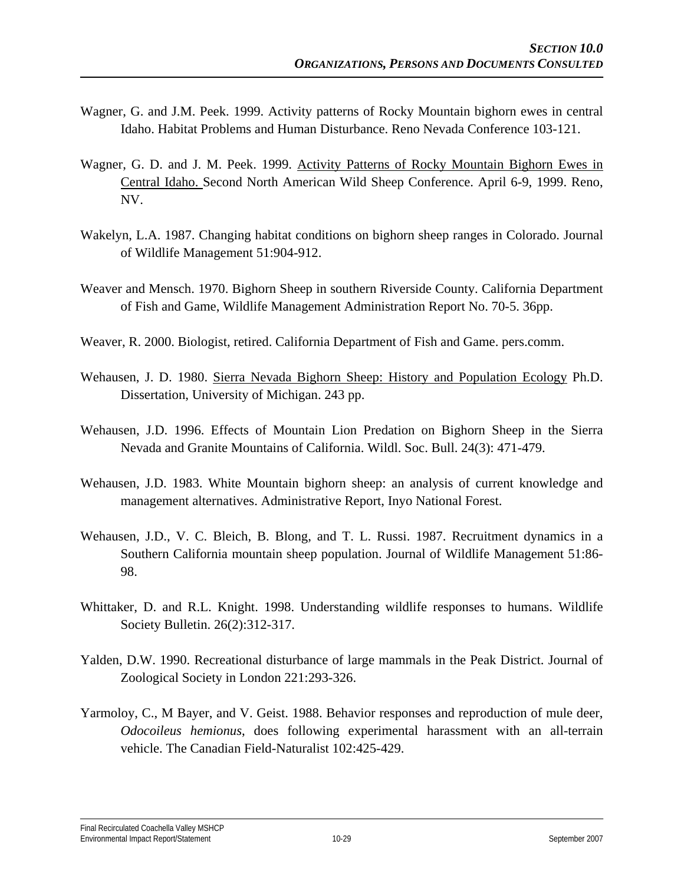Wagner, G. and J.M. Peek. 1999. Activity patterns of Rocky Mountain bighorn ewes in central Idaho. Habitat Problems and Human Disturbance. Reno Nevada Conference 103-121.

Wagner, G. D. and J. M. Peek. 1999. Activity Patterns of Rocky Mountain Bighorn Ewes in Central Idaho. Second North American Wild Sheep Conference. April 6-9, 1999. Reno, NV.

Wakelyn, L.A. 1987. Changing habitat conditions on bighorn sheep ranges in Colorado. Journal of Wildlife Management 51:904-912.

Weaver and Mensch. 1970. Bighorn Sheep in southern Riverside County. California Department of Fish and Game, Wildlife Management Administration Report No. 70-5. 36pp.

Weaver, R. 2000. Biologist, retired. California Department of Fish and Game. pers.comm.

Wehausen, J. D. 1980. Sierra Nevada Bighorn Sheep: History and Population Ecology Ph.D. Dissertation, University of Michigan. 243 pp.

Wehausen, J.D. 1996. Effects of Mountain Lion Predation on Bighorn Sheep in the Sierra Nevada and Granite Mountains of California. Wildl. Soc. Bull. 24(3): 471-479.

Wehausen, J.D. 1983. White Mountain bighorn sheep: an analysis of current knowledge and management alternatives. Administrative Report, Inyo National Forest.

Wehausen, J.D., V. C. Bleich, B. Blong, and T. L. Russi. 1987. Recruitment dynamics in a Southern California mountain sheep population. Journal of Wildlife Management 51:86-98.

Whittaker, D. and R.L. Knight. 1998. Understanding wildlife responses to humans. Wildlife Society Bulletin. 26(2):312-317.

Yalden, D.W. 1990. Recreational disturbance of large mammals in the Peak District. Journal of Zoological Society in London 221:293-326.

Yarmoloy, C., M Bayer, and V. Geist. 1988. Behavior responses and reproduction of mule deer, *Odocoileus hemionus*, does following experimental harassment with an all-terrain vehicle. The Canadian Field-Naturalist 102:425-429.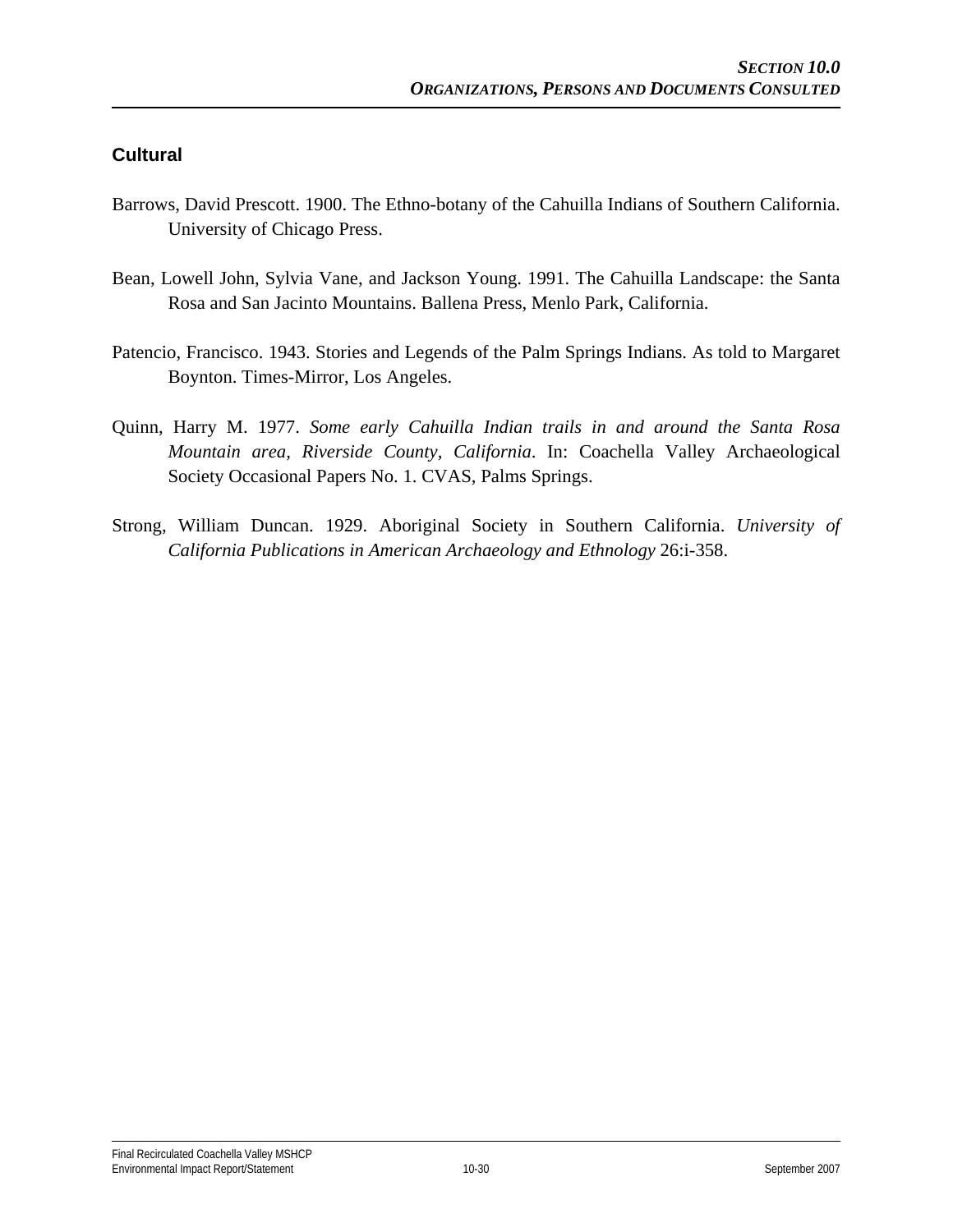## Cultural

Barrows, David Prescott. 1900. The Ethno-botany of the Cahuilla Indians of Southern California. University of Chicago Press.

Bean, Lowell John, Sylvia Vane, and Jackson Young. 1991. The Cahuilla Landscape: the Santa Rosa and San Jacinto Mountains. Ballena Press, Menlo Park, California.

Patencio, Francisco. 1943. Stories and Legends of the Palm Springs Indians. As told to Margaret Boynton. Times-Mirror, Los Angeles.

Quinn, Harry M. 1977. *Some early Cahuilla Indian trails in and around the Santa Rosa Mountain area, Riverside County, California*. In: Coachella Valley Archaeological Society Occasional Papers No. 1. CVAS, Palms Springs.

Strong, William Duncan. 1929. Aboriginal Society in Southern California. *University of California Publications in American Archaeology and Ethnology* 26:i-358.